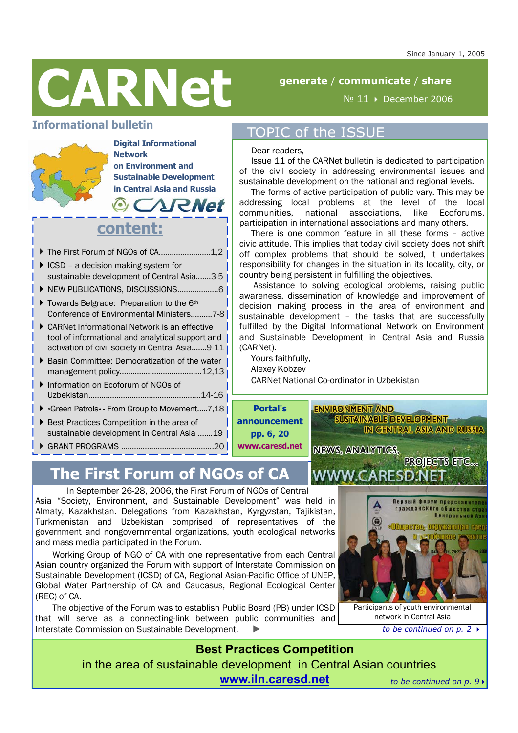Since January 1, 2005

# CARNet

**generate / communicate / share**

№ 11 ▸ December 2006

## Informational bulletin

**Digital Informational Network on Environment and Sustainable Development in Central Asia and Russia**

CARNet

## content:

- The First Forum of NGOs of CA........................1,2
- ICSD – a decision making system for sustainable development of Central Asia.......3-5
- NEW PUBLICATIONS, DISCUSSIONS...................6
- Towards Belgrade: Preparation to the 6th Conference of Environmental Ministers..........7-8
- CARNet Informational Network is an effective tool of informational and analytical support and activation of civil society in Central Asia.......9-11
- Basin Committee: Democratization of the water management policy......................................12,13
- Information on Ecoforum of NGOs of Uzbekistan...................................................14-16
- «Green Patrols» - From Group to Movement.....7,18
- Best Practices Competition in the area of sustainable development in Central Asia .......19
- GRANT PROGRAMS ..........................................20

## TOPIC of the ISSUE

Dear readers,

Issue 11 of the CARNet bulletin is dedicated to participation of the civil society in addressing environmental issues and sustainable development on the national and regional levels.

The forms of active participation of public vary. This may be addressing local problems at the level of the local communities, national associations, like Ecoforums, participation in international associations and many others.

There is one common feature in all these forms – active civic attitude. This implies that today civil society does not shift off complex problems that should be solved, it undertakes responsibility for changes in the situation in its locality, city, or country being persistent in fulfilling the objectives.

Assistance to solving ecological problems, raising public awareness, dissemination of knowledge and improvement of decision making process in the area of environment and sustainable development – the tasks that are successfully fulfilled by the Digital Informational Network on Environment and Sustainable Development in Central Asia and Russia (CARNet).

Yours faithfully,
Alexey Kobzev
CARNet National Co-ordinator in Uzbekistan

**Portal's announcement pp. 6, 20**
**www.caresd.net**

ENVIRONMENT AND SUSTAINABLE DEVELOPMENT IN CENTRAL ASIA AND RUSSIA
NEWS, ANALYTICS, PROJECTS ETC...
WWW.CARESD.NET

## The First Forum of NGOs of CA

In September 26-28, 2006, the First Forum of NGOs of Central Asia "Society, Environment, and Sustainable Development" was held in Almaty, Kazakhstan. Delegations from Kazakhstan, Kyrgyzstan, Tajikistan, Turkmenistan and Uzbekistan comprised of representatives of the government and nongovernmental organizations, youth ecological networks and mass media participated in the Forum.

Working Group of NGO of CA with one representative from each Central Asian country organized the Forum with support of Interstate Commission on Sustainable Development (ICSD) of CA, Regional Asian-Pacific Office of UNEP, Global Water Partnership of CA and Caucasus, Regional Ecological Center (REC) of CA.

The objective of the Forum was to establish Public Board (PB) under ICSD that will serve as a connecting-link between public communities and Interstate Commission on Sustainable Development. ▶

Participants of youth environmental network in Central Asia

*to be continued on p. 2* ▸

**Best Practices Competition**
in the area of sustainable development in Central Asian countries
**www.iln.caresd.net**

*to be continued on p. 9* ▸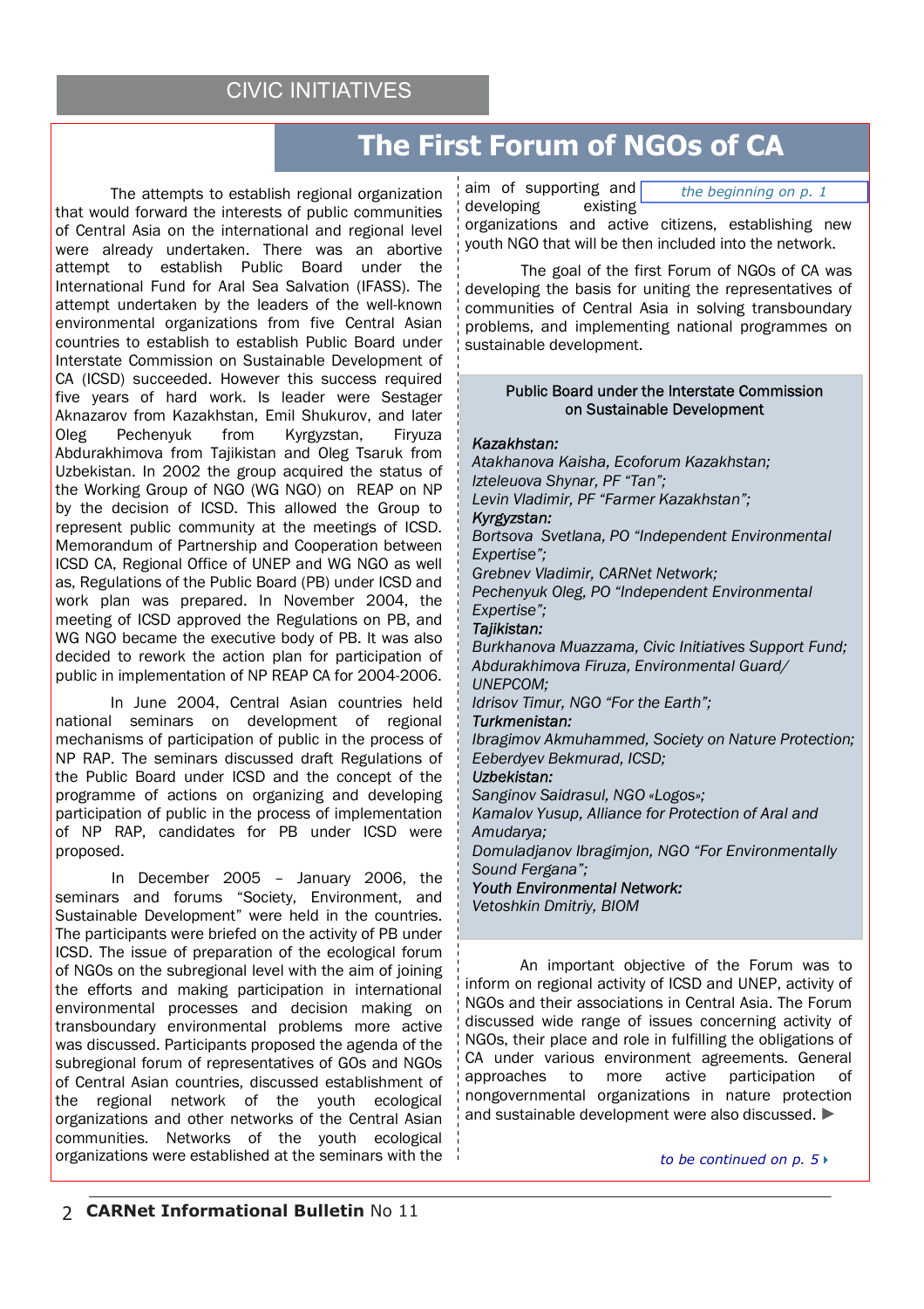CIVIC INITIATIVES

# The First Forum of NGOs of CA

The attempts to establish regional organization that would forward the interests of public communities of Central Asia on the international and regional level were already undertaken. There was an abortive attempt to establish Public Board under the International Fund for Aral Sea Salvation (IFASS). The attempt undertaken by the leaders of the well-known environmental organizations from five Central Asian countries to establish to establish Public Board under Interstate Commission on Sustainable Development of CA (ICSD) succeeded. However this success required five years of hard work. Is leader were Sestager Aknazarov from Kazakhstan, Emil Shukurov, and later Oleg Pechenyuk from Kyrgyzstan, Firyuza Abdurakhimova from Tajikistan and Oleg Tsaruk from Uzbekistan. In 2002 the group acquired the status of the Working Group of NGO (WG NGO) on REAP on NP by the decision of ICSD. This allowed the Group to represent public community at the meetings of ICSD. Memorandum of Partnership and Cooperation between ICSD CA, Regional Office of UNEP and WG NGO as well as, Regulations of the Public Board (PB) under ICSD and work plan was prepared. In November 2004, the meeting of ICSD approved the Regulations on PB, and WG NGO became the executive body of PB. It was also decided to rework the action plan for participation of public in implementation of NP REAP CA for 2004-2006.

In June 2004, Central Asian countries held national seminars on development of regional mechanisms of participation of public in the process of NP RAP. The seminars discussed draft Regulations of the Public Board under ICSD and the concept of the programme of actions on organizing and developing participation of public in the process of implementation of NP RAP, candidates for PB under ICSD were proposed.

In December 2005 – January 2006, the seminars and forums "Society, Environment, and Sustainable Development" were held in the countries. The participants were briefed on the activity of PB under ICSD. The issue of preparation of the ecological forum of NGOs on the subregional level with the aim of joining the efforts and making participation in international environmental processes and decision making on transboundary environmental problems more active was discussed. Participants proposed the agenda of the subregional forum of representatives of GOs and NGOs of Central Asian countries, discussed establishment of the regional network of the youth ecological organizations and other networks of the Central Asian communities. Networks of the youth ecological organizations were established at the seminars with the aim of supporting and developing existing organizations and active citizens, establishing new youth NGO that will be then included into the network.

*the beginning on p. 1*

The goal of the first Forum of NGOs of CA was developing the basis for uniting the representatives of communities of Central Asia in solving transboundary problems, and implementing national programmes on sustainable development.

**Public Board under the Interstate Commission on Sustainable Development**

***Kazakhstan:***
*Atakhanova Kaisha, Ecoforum Kazakhstan;*
*Izteleuova Shynar, PF "Tan";*
*Levin Vladimir, PF "Farmer Kazakhstan";*
***Kyrgyzstan:***
*Bortsova Svetlana, PO "Independent Environmental Expertise";*
*Grebnev Vladimir, CARNet Network;*
*Pechenyuk Oleg, PO "Independent Environmental Expertise";*
***Tajikistan:***
*Burkhanova Muazzama, Civic Initiatives Support Fund;*
*Abdurakhimova Firuza, Environmental Guard/ UNEPCOM;*
*Idrisov Timur, NGO "For the Earth";*
***Turkmenistan:***
*Ibragimov Akmuhammed, Society on Nature Protection;*
*Eeberdyev Bekmurad, ICSD;*
***Uzbekistan:***
*Sanginov Saidrasul, NGO «Logos»;*
*Kamalov Yusup, Alliance for Protection of Aral and Amudarya;*
*Domuladjanov Ibragimjon, NGO "For Environmentally Sound Fergana";*
***Youth Environmental Network:***
*Vetoshkin Dmitriy, BIOM*

An important objective of the Forum was to inform on regional activity of ICSD and UNEP, activity of NGOs and their associations in Central Asia. The Forum discussed wide range of issues concerning activity of NGOs, their place and role in fulfilling the obligations of CA under various environment agreements. General approaches to more active participation of nongovernmental organizations in nature protection and sustainable development were also discussed. ▶

*to be continued on p. 5*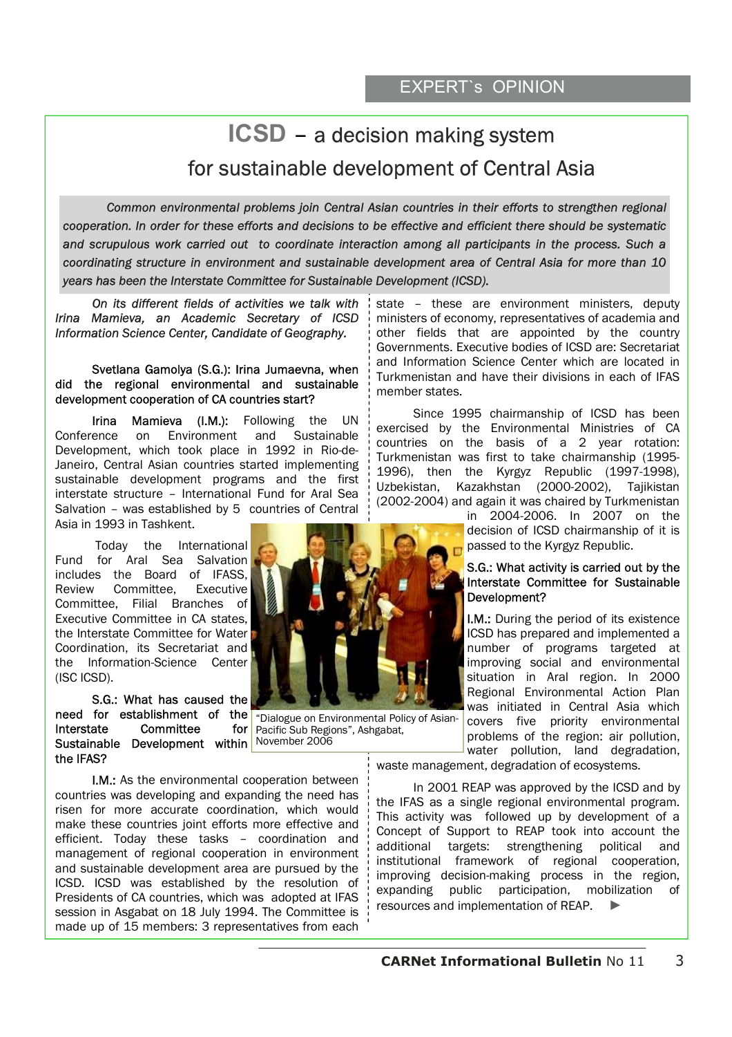EXPERT`s OPINION

# ICSD – a decision making system for sustainable development of Central Asia

*Common environmental problems join Central Asian countries in their efforts to strengthen regional cooperation. In order for these efforts and decisions to be effective and efficient there should be systematic and scrupulous work carried out to coordinate interaction among all participants in the process. Such a coordinating structure in environment and sustainable development area of Central Asia for more than 10 years has been the Interstate Committee for Sustainable Development (ICSD).*

*On its different fields of activities we talk with Irina Mamieva, an Academic Secretary of ICSD Information Science Center, Candidate of Geography.*

Svetlana Gamolya (S.G.): Irina Jumaevna, when did the regional environmental and sustainable development cooperation of CA countries start?

Irina Mamieva (I.M.): Following the UN Conference on Environment and Sustainable Development, which took place in 1992 in Rio-de-Janeiro, Central Asian countries started implementing sustainable development programs and the first interstate structure – International Fund for Aral Sea Salvation – was established by 5 countries of Central Asia in 1993 in Tashkent.

Today the International Fund for Aral Sea Salvation includes the Board of IFASS, Review Committee, Executive Committee, Filial Branches of Executive Committee in CA states, the Interstate Committee for Water Coordination, its Secretariat and the Information-Science Center (ISC ICSD).

S.G.: What has caused the need for establishment of the Interstate Committee for Sustainable Development within the IFAS?

I.M.: As the environmental cooperation between countries was developing and expanding the need has risen for more accurate coordination, which would make these countries joint efforts more effective and efficient. Today these tasks – coordination and management of regional cooperation in environment and sustainable development area are pursued by the ICSD. ICSD was established by the resolution of Presidents of CA countries, which was adopted at IFAS session in Asgabat on 18 July 1994. The Committee is made up of 15 members: 3 representatives from each state – these are environment ministers, deputy ministers of economy, representatives of academia and other fields that are appointed by the country Governments. Executive bodies of ICSD are: Secretariat and Information Science Center which are located in Turkmenistan and have their divisions in each of IFAS member states.

Since 1995 chairmanship of ICSD has been exercised by the Environmental Ministries of CA countries on the basis of a 2 year rotation: Turkmenistan was first to take chairmanship (1995-1996), then the Kyrgyz Republic (1997-1998), Uzbekistan, Kazakhstan (2000-2002), Tajikistan (2002-2004) and again it was chaired by Turkmenistan in 2004-2006. In 2007 on the decision of ICSD chairmanship of it is passed to the Kyrgyz Republic.

"Dialogue on Environmental Policy of Asian-Pacific Sub Regions", Ashgabat, November 2006

S.G.: What activity is carried out by the Interstate Committee for Sustainable Development?

I.M.: During the period of its existence ICSD has prepared and implemented a number of programs targeted at improving social and environmental situation in Aral region. In 2000 Regional Environmental Action Plan was initiated in Central Asia which covers five priority environmental problems of the region: air pollution, water pollution, land degradation, waste management, degradation of ecosystems.

In 2001 REAP was approved by the ICSD and by the IFAS as a single regional environmental program. This activity was followed up by development of a Concept of Support to REAP took into account the additional targets: strengthening political and institutional framework of regional cooperation, improving decision-making process in the region, expanding public participation, mobilization of resources and implementation of REAP. ►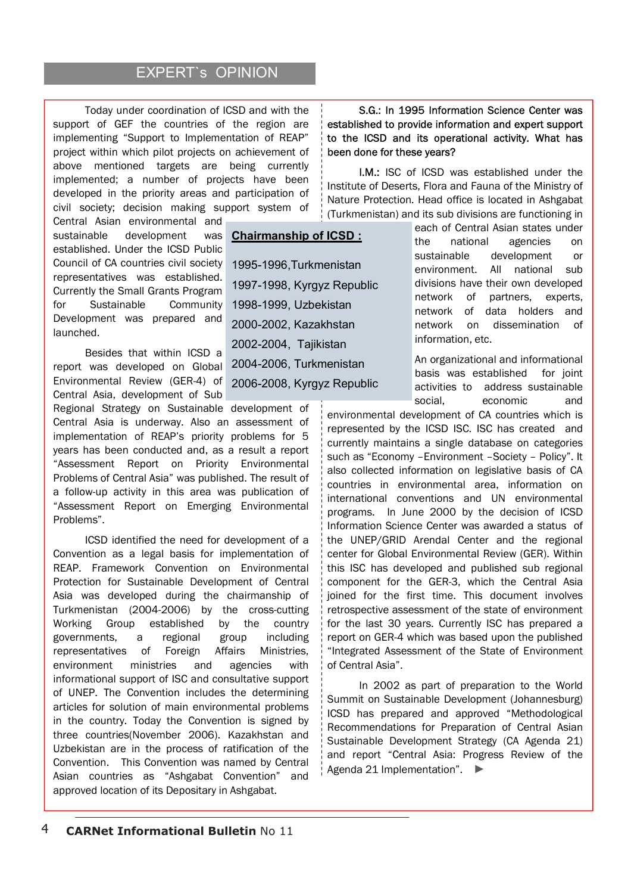## EXPERT`s OPINION

Today under coordination of ICSD and with the support of GEF the countries of the region are implementing "Support to Implementation of REAP" project within which pilot projects on achievement of above mentioned targets are being currently implemented; a number of projects have been developed in the priority areas and participation of civil society; decision making support system of Central Asian environmental and sustainable development was established. Under the ICSD Public Council of CA countries civil society representatives was established. Currently the Small Grants Program for Sustainable Community Development was prepared and launched.

**Chairmanship of ICSD :**

- 1995-1996,Turkmenistan
- 1997-1998, Kyrgyz Republic
- 1998-1999, Uzbekistan
- 2000-2002, Kazakhstan
- 2002-2004, Tajikistan
- 2004-2006, Turkmenistan
- 2006-2008, Kyrgyz Republic

Besides that within ICSD a report was developed on Global Environmental Review (GER-4) of Central Asia, development of Sub Regional Strategy on Sustainable development of Central Asia is underway. Also an assessment of implementation of REAP's priority problems for 5 years has been conducted and, as a result a report "Assessment Report on Priority Environmental Problems of Central Asia" was published. The result of a follow-up activity in this area was publication of "Assessment Report on Emerging Environmental Problems".

ICSD identified the need for development of a Convention as a legal basis for implementation of REAP. Framework Convention on Environmental Protection for Sustainable Development of Central Asia was developed during the chairmanship of Turkmenistan (2004-2006) by the cross-cutting Working Group established by the country governments, a regional group including representatives of Foreign Affairs Ministries, environment ministries and agencies with informational support of ISC and consultative support of UNEP. The Convention includes the determining articles for solution of main environmental problems in the country. Today the Convention is signed by three countries(November 2006). Kazakhstan and Uzbekistan are in the process of ratification of the Convention. This Convention was named by Central Asian countries as "Ashgabat Convention" and approved location of its Depositary in Ashgabat.

**S.G.: In 1995 Information Science Center was established to provide information and expert support to the ICSD and its operational activity. What has been done for these years?**

**I.M.:** ISC of ICSD was established under the Institute of Deserts, Flora and Fauna of the Ministry of Nature Protection. Head office is located in Ashgabat (Turkmenistan) and its sub divisions are functioning in each of Central Asian states under the national agencies on sustainable development or environment. All national sub divisions have their own developed network of partners, experts, network of data holders and network on dissemination of information, etc.

An organizational and informational basis was established for joint activities to address sustainable social, economic and environmental development of CA countries which is represented by the ICSD ISC. ISC has created and currently maintains a single database on categories such as "Economy –Environment –Society – Policy". It also collected information on legislative basis of CA countries in environmental area, information on international conventions and UN environmental programs. In June 2000 by the decision of ICSD Information Science Center was awarded a status of the UNEP/GRID Arendal Center and the regional center for Global Environmental Review (GER). Within this ISC has developed and published sub regional component for the GER-3, which the Central Asia joined for the first time. This document involves retrospective assessment of the state of environment for the last 30 years. Currently ISC has prepared a report on GER-4 which was based upon the published "Integrated Assessment of the State of Environment of Central Asia".

In 2002 as part of preparation to the World Summit on Sustainable Development (Johannesburg) ICSD has prepared and approved "Methodological Recommendations for Preparation of Central Asian Sustainable Development Strategy (CA Agenda 21) and report "Central Asia: Progress Review of the Agenda 21 Implementation". ▶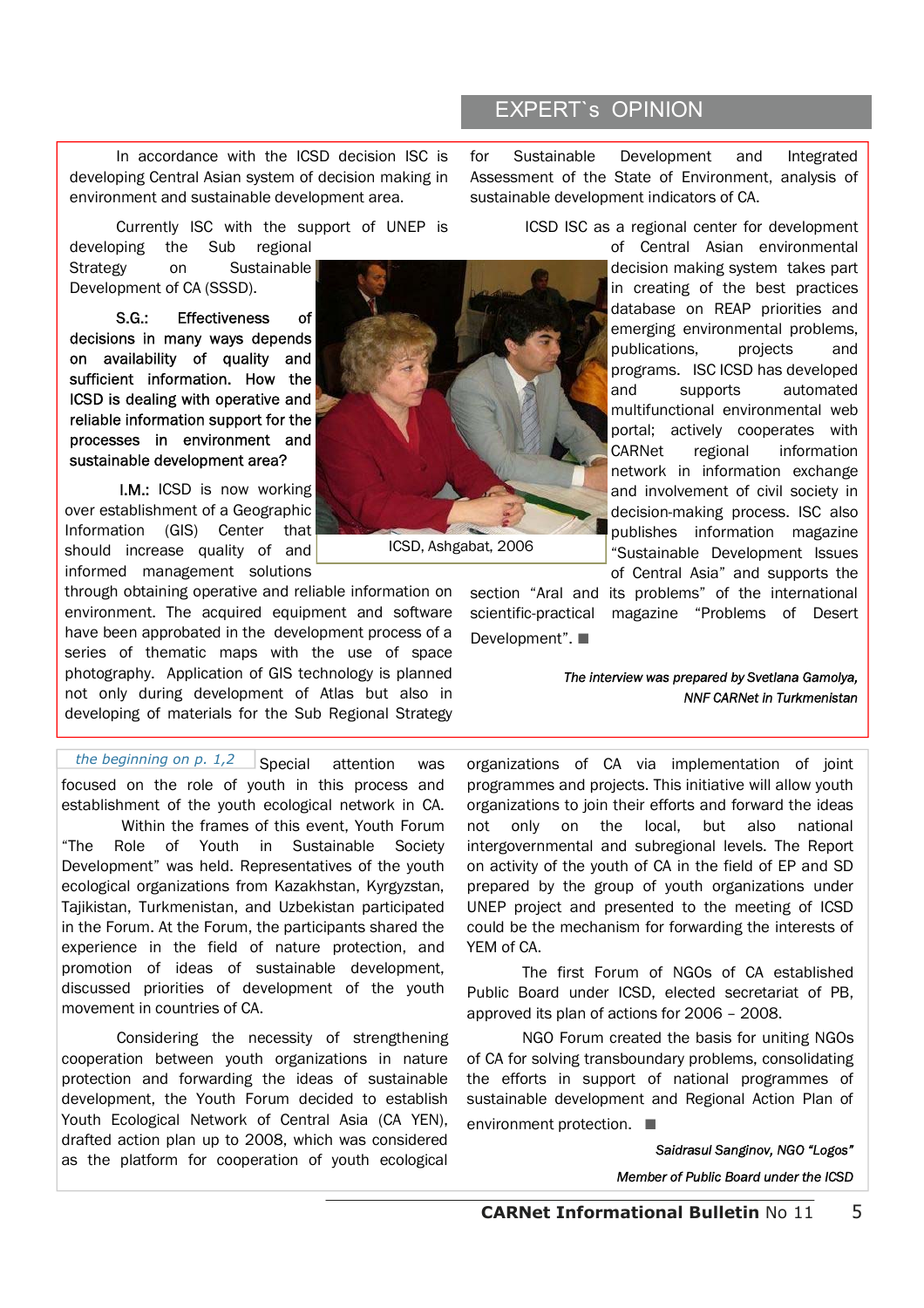## EXPERT`s OPINION

In accordance with the ICSD decision ISC is developing Central Asian system of decision making in environment and sustainable development area.

Currently ISC with the support of UNEP is developing the Sub regional Strategy on Sustainable Development of CA (SSSD).

**S.G.: Effectiveness of decisions in many ways depends on availability of quality and sufficient information. How the ICSD is dealing with operative and reliable information support for the processes in environment and sustainable development area?**

**I.M.:** ICSD is now working over establishment of a Geographic Information (GIS) Center that should increase quality of and informed management solutions through obtaining operative and reliable information on environment. The acquired equipment and software have been approbated in the development process of a series of thematic maps with the use of space photography. Application of GIS technology is planned not only during development of Atlas but also in developing of materials for the Sub Regional Strategy for Sustainable Development and Integrated Assessment of the State of Environment, analysis of sustainable development indicators of CA.

ICSD, Ashgabat, 2006

ICSD ISC as a regional center for development of Central Asian environmental decision making system takes part in creating of the best practices database on REAP priorities and emerging environmental problems, publications, projects and programs. ISC ICSD has developed and supports automated multifunctional environmental web portal; actively cooperates with CARNet regional information network in information exchange and involvement of civil society in decision-making process. ISC also publishes information magazine "Sustainable Development Issues of Central Asia" and supports the section "Aral and its problems" of the international scientific-practical magazine "Problems of Desert Development". ■

*The interview was prepared by Svetlana Gamolya, NNF CARNet in Turkmenistan*

---

*the beginning on p. 1,2*

Special attention was focused on the role of youth in this process and establishment of the youth ecological network in CA.

Within the frames of this event, Youth Forum "The Role of Youth in Sustainable Society Development" was held. Representatives of the youth ecological organizations from Kazakhstan, Kyrgyzstan, Tajikistan, Turkmenistan, and Uzbekistan participated in the Forum. At the Forum, the participants shared the experience in the field of nature protection, and promotion of ideas of sustainable development, discussed priorities of development of the youth movement in countries of CA.

Considering the necessity of strengthening cooperation between youth organizations in nature protection and forwarding the ideas of sustainable development, the Youth Forum decided to establish Youth Ecological Network of Central Asia (CA YEN), drafted action plan up to 2008, which was considered as the platform for cooperation of youth ecological organizations of CA via implementation of joint programmes and projects. This initiative will allow youth organizations to join their efforts and forward the ideas not only on the local, but also national intergovernmental and subregional levels. The Report on activity of the youth of CA in the field of EP and SD prepared by the group of youth organizations under UNEP project and presented to the meeting of ICSD could be the mechanism for forwarding the interests of YEM of CA.

The first Forum of NGOs of CA established Public Board under ICSD, elected secretariat of PB, approved its plan of actions for 2006 – 2008.

NGO Forum created the basis for uniting NGOs of CA for solving transboundary problems, consolidating the efforts in support of national programmes of sustainable development and Regional Action Plan of environment protection. ■

*Saidrasul Sanginov, NGO "Logos"*

*Member of Public Board under the ICSD*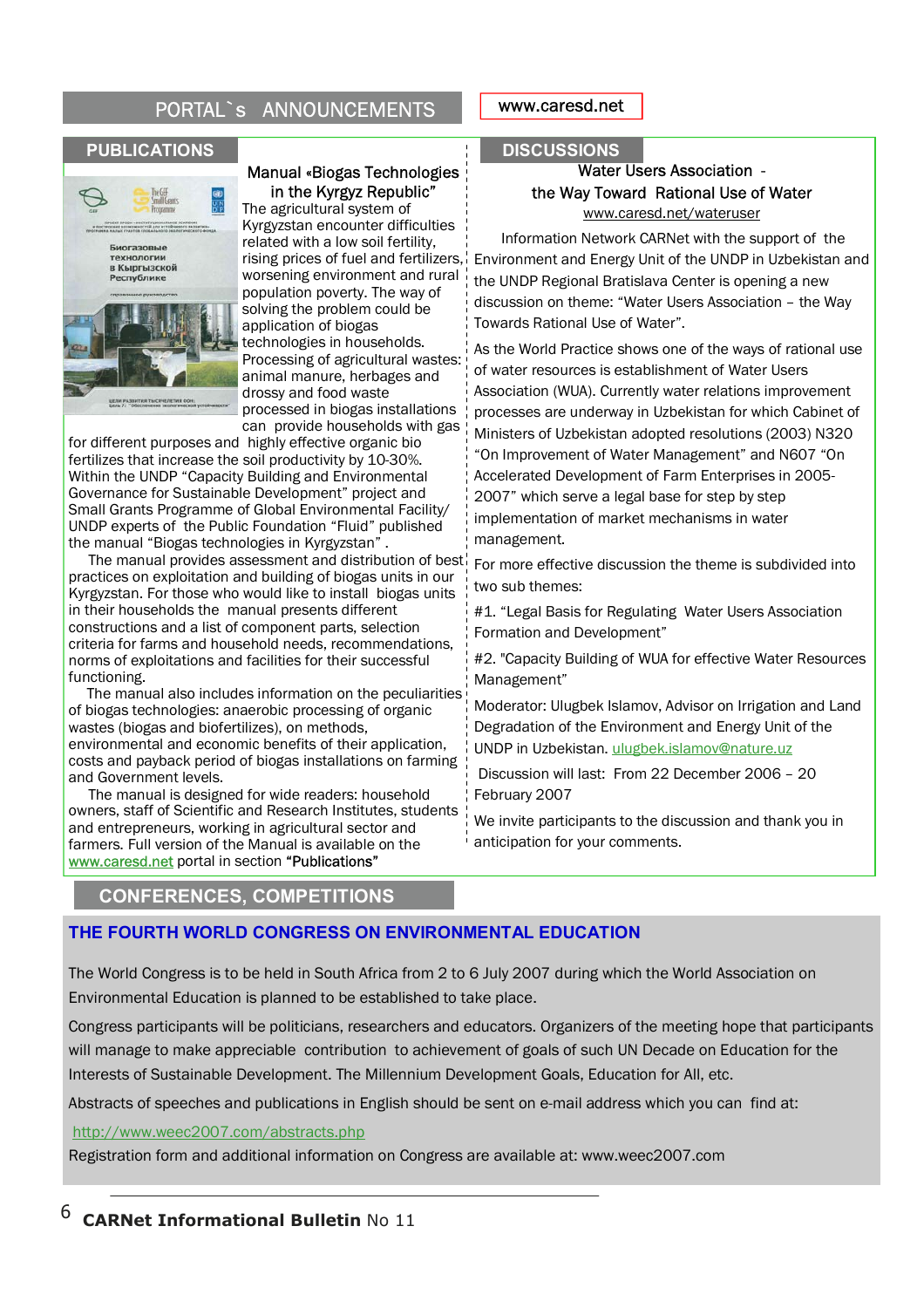# PORTAL`s ANNOUNCEMENTS

www.caresd.net

## PUBLICATIONS

### Manual «Biogas Technologies in the Kyrgyz Republic"

The agricultural system of Kyrgyzstan encounter difficulties related with a low soil fertility, rising prices of fuel and fertilizers, worsening environment and rural population poverty. The way of solving the problem could be application of biogas technologies in households. Processing of agricultural wastes: animal manure, herbages and drossy and food waste processed in biogas installations can provide households with gas for different purposes and highly effective organic bio fertilizes that increase the soil productivity by 10-30%. Within the UNDP "Capacity Building and Environmental Governance for Sustainable Development" project and Small Grants Programme of Global Environmental Facility/ UNDP experts of the Public Foundation "Fluid" published the manual "Biogas technologies in Kyrgyzstan" .

The manual provides assessment and distribution of best practices on exploitation and building of biogas units in our Kyrgyzstan. For those who would like to install biogas units in their households the manual presents different constructions and a list of component parts, selection criteria for farms and household needs, recommendations, norms of exploitations and facilities for their successful functioning.

The manual also includes information on the peculiarities of biogas technologies: anaerobic processing of organic wastes (biogas and biofertilizes), on methods, environmental and economic benefits of their application, costs and payback period of biogas installations on farming and Government levels.

The manual is designed for wide readers: household owners, staff of Scientific and Research Institutes, students and entrepreneurs, working in agricultural sector and farmers. Full version of the Manual is available on the www.caresd.net portal in section **"Publications"**

## DISCUSSIONS

### Water Users Association - the Way Toward Rational Use of Water

www.caresd.net/wateruser

Information Network CARNet with the support of the Environment and Energy Unit of the UNDP in Uzbekistan and the UNDP Regional Bratislava Center is opening a new discussion on theme: "Water Users Association – the Way Towards Rational Use of Water".

As the World Practice shows one of the ways of rational use of water resources is establishment of Water Users Association (WUA). Currently water relations improvement processes are underway in Uzbekistan for which Cabinet of Ministers of Uzbekistan adopted resolutions (2003) N320 "On Improvement of Water Management" and N607 "On Accelerated Development of Farm Enterprises in 2005-2007" which serve a legal base for step by step implementation of market mechanisms in water management.

For more effective discussion the theme is subdivided into two sub themes:

#1. "Legal Basis for Regulating Water Users Association Formation and Development"

#2. "Capacity Building of WUA for effective Water Resources Management"

Moderator: Ulugbek Islamov, Advisor on Irrigation and Land Degradation of the Environment and Energy Unit of the UNDP in Uzbekistan. ulugbek.islamov@nature.uz

Discussion will last: From 22 December 2006 – 20 February 2007

We invite participants to the discussion and thank you in anticipation for your comments.

## CONFERENCES, COMPETITIONS

### THE FOURTH WORLD CONGRESS ON ENVIRONMENTAL EDUCATION

The World Congress is to be held in South Africa from 2 to 6 July 2007 during which the World Association on Environmental Education is planned to be established to take place.

Congress participants will be politicians, researchers and educators. Organizers of the meeting hope that participants will manage to make appreciable contribution to achievement of goals of such UN Decade on Education for the Interests of Sustainable Development. The Millennium Development Goals, Education for All, etc.

Abstracts of speeches and publications in English should be sent on e-mail address which you can find at:

http://www.weec2007.com/abstracts.php

Registration form and additional information on Congress are available at: www.weec2007.com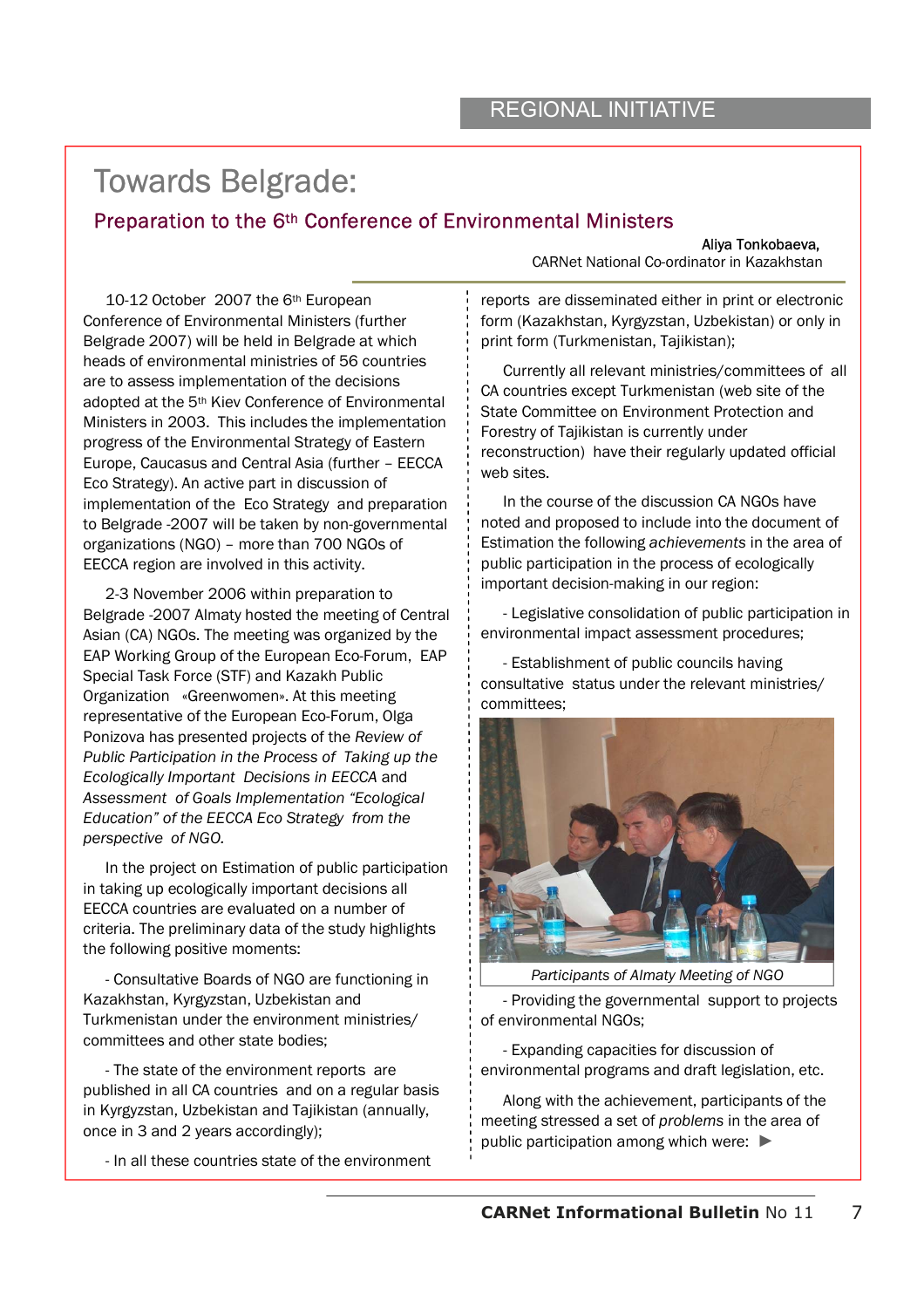REGIONAL INITIATIVE

# Towards Belgrade:

## Preparation to the 6th Conference of Environmental Ministers

**Aliya Tonkobaeva,**
CARNet National Co-ordinator in Kazakhstan

10-12 October 2007 the 6th European Conference of Environmental Ministers (further Belgrade 2007) will be held in Belgrade at which heads of environmental ministries of 56 countries are to assess implementation of the decisions adopted at the 5th Kiev Conference of Environmental Ministers in 2003. This includes the implementation progress of the Environmental Strategy of Eastern Europe, Caucasus and Central Asia (further – EECCA Eco Strategy). An active part in discussion of implementation of the Eco Strategy and preparation to Belgrade -2007 will be taken by non-governmental organizations (NGO) – more than 700 NGOs of EECCA region are involved in this activity.

2-3 November 2006 within preparation to Belgrade -2007 Almaty hosted the meeting of Central Asian (CA) NGOs. The meeting was organized by the EAP Working Group of the European Eco-Forum, EAP Special Task Force (STF) and Kazakh Public Organization «Greenwomen». At this meeting representative of the European Eco-Forum, Olga Ponizova has presented projects of the *Review of Public Participation in the Process of Taking up the Ecologically Important Decisions in EECCA* and *Assessment of Goals Implementation "Ecological Education" of the EECCA Eco Strategy from the perspective of NGO.*

In the project on Estimation of public participation in taking up ecologically important decisions all EECCA countries are evaluated on a number of criteria. The preliminary data of the study highlights the following positive moments:

- Consultative Boards of NGO are functioning in Kazakhstan, Kyrgyzstan, Uzbekistan and Turkmenistan under the environment ministries/ committees and other state bodies;

- The state of the environment reports are published in all CA countries and on a regular basis in Kyrgyzstan, Uzbekistan and Tajikistan (annually, once in 3 and 2 years accordingly);

- In all these countries state of the environment reports are disseminated either in print or electronic form (Kazakhstan, Kyrgyzstan, Uzbekistan) or only in print form (Turkmenistan, Tajikistan);

Currently all relevant ministries/committees of all CA countries except Turkmenistan (web site of the State Committee on Environment Protection and Forestry of Tajikistan is currently under reconstruction) have their regularly updated official web sites.

In the course of the discussion CA NGOs have noted and proposed to include into the document of Estimation the following *achievements* in the area of public participation in the process of ecologically important decision-making in our region:

- Legislative consolidation of public participation in environmental impact assessment procedures;

- Establishment of public councils having consultative status under the relevant ministries/ committees;

*Participants of Almaty Meeting of NGO*

- Providing the governmental support to projects of environmental NGOs;

- Expanding capacities for discussion of environmental programs and draft legislation, etc.

Along with the achievement, participants of the meeting stressed a set of *problems* in the area of public participation among which were: ►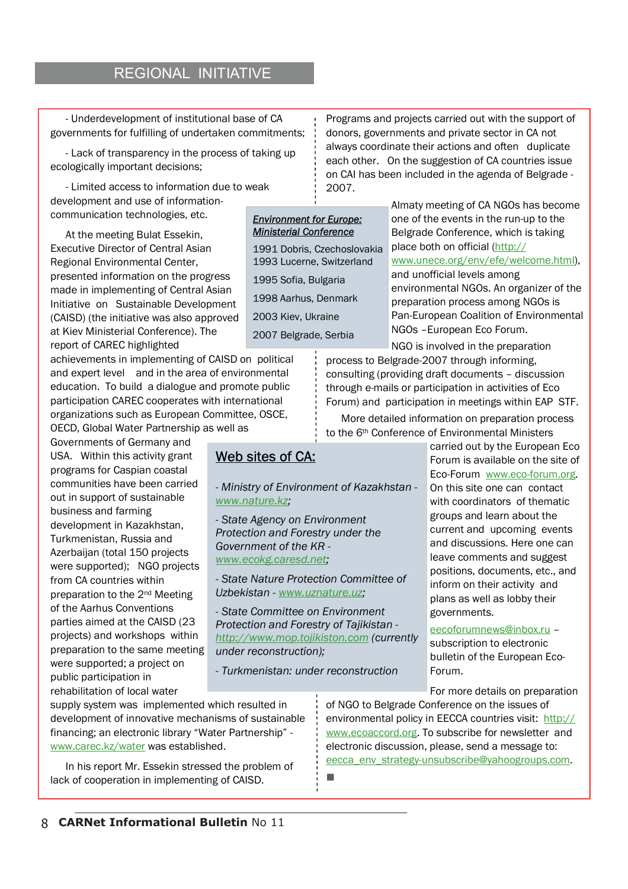## REGIONAL INITIATIVE

- Underdevelopment of institutional base of CA governments for fulfilling of undertaken commitments;

- Lack of transparency in the process of taking up ecologically important decisions;

- Limited access to information due to weak development and use of information-communication technologies, etc.

At the meeting Bulat Essekin, Executive Director of Central Asian Regional Environmental Center, presented information on the progress made in implementing of Central Asian Initiative on Sustainable Development (CAISD) (the initiative was also approved at Kiev Ministerial Conference). The report of CAREC highlighted achievements in implementing of CAISD on political and expert level and in the area of environmental education. To build a dialogue and promote public participation CAREC cooperates with international organizations such as European Committee, OSCE, OECD, Global Water Partnership as well as Governments of Germany and USA. Within this activity grant programs for Caspian coastal communities have been carried out in support of sustainable business and farming development in Kazakhstan, Turkmenistan, Russia and Azerbaijan (total 150 projects were supported); NGO projects from CA countries within preparation to the 2nd Meeting of the Aarhus Conventions parties aimed at the CAISD (23 projects) and workshops within preparation to the same meeting were supported; a project on public participation in rehabilitation of local water supply system was implemented which resulted in development of innovative mechanisms of sustainable financing; an electronic library "Water Partnership" - www.carec.kz/water was established.

In his report Mr. Essekin stressed the problem of lack of cooperation in implementing of CAISD.

***Environment for Europe: Ministerial Conference***

1991 Dobris, Czechoslovakia
1993 Lucerne, Switzerland
1995 Sofia, Bulgaria
1998 Aarhus, Denmark
2003 Kiev, Ukraine
2007 Belgrade, Serbia

Programs and projects carried out with the support of donors, governments and private sector in CA not always coordinate their actions and often duplicate each other. On the suggestion of CA countries issue on CAI has been included in the agenda of Belgrade - 2007.

Almaty meeting of CA NGOs has become one of the events in the run-up to the Belgrade Conference, which is taking place both on official (http://www.unece.org/env/efe/welcome.html), and unofficial levels among environmental NGOs. An organizer of the preparation process among NGOs is Pan-European Coalition of Environmental NGOs –European Eco Forum. NGO is involved in the preparation process to Belgrade-2007 through informing, consulting (providing draft documents – discussion through e-mails or participation in activities of Eco Forum) and participation in meetings within EAP STF.

More detailed information on preparation process to the 6th Conference of Environmental Ministers carried out by the European Eco Forum is available on the site of Eco-Forum www.eco-forum.org. On this site one can contact with coordinators of thematic groups and learn about the current and upcoming events and discussions. Here one can leave comments and suggest positions, documents, etc., and inform on their activity and plans as well as lobby their governments.

eecoforumnews@inbox.ru – subscription to electronic bulletin of the European Eco-Forum.

For more details on preparation of NGO to Belgrade Conference on the issues of environmental policy in EECCA countries visit: http://www.ecoaccord.org. To subscribe for newsletter and electronic discussion, please, send a message to: eecca_env_strategy-unsubscribe@yahoogroups.com. ■

## Web sites of CA:

- *Ministry of Environment of Kazakhstan - www.nature.kz;*

- *State Agency on Environment Protection and Forestry under the Government of the KR - www.ecokg.caresd.net;*

- *State Nature Protection Committee of Uzbekistan - www.uznature.uz;*

- *State Committee on Environment Protection and Forestry of Tajikistan - http://www.mop.tojikiston.com (currently under reconstruction);*

- *Turkmenistan: under reconstruction*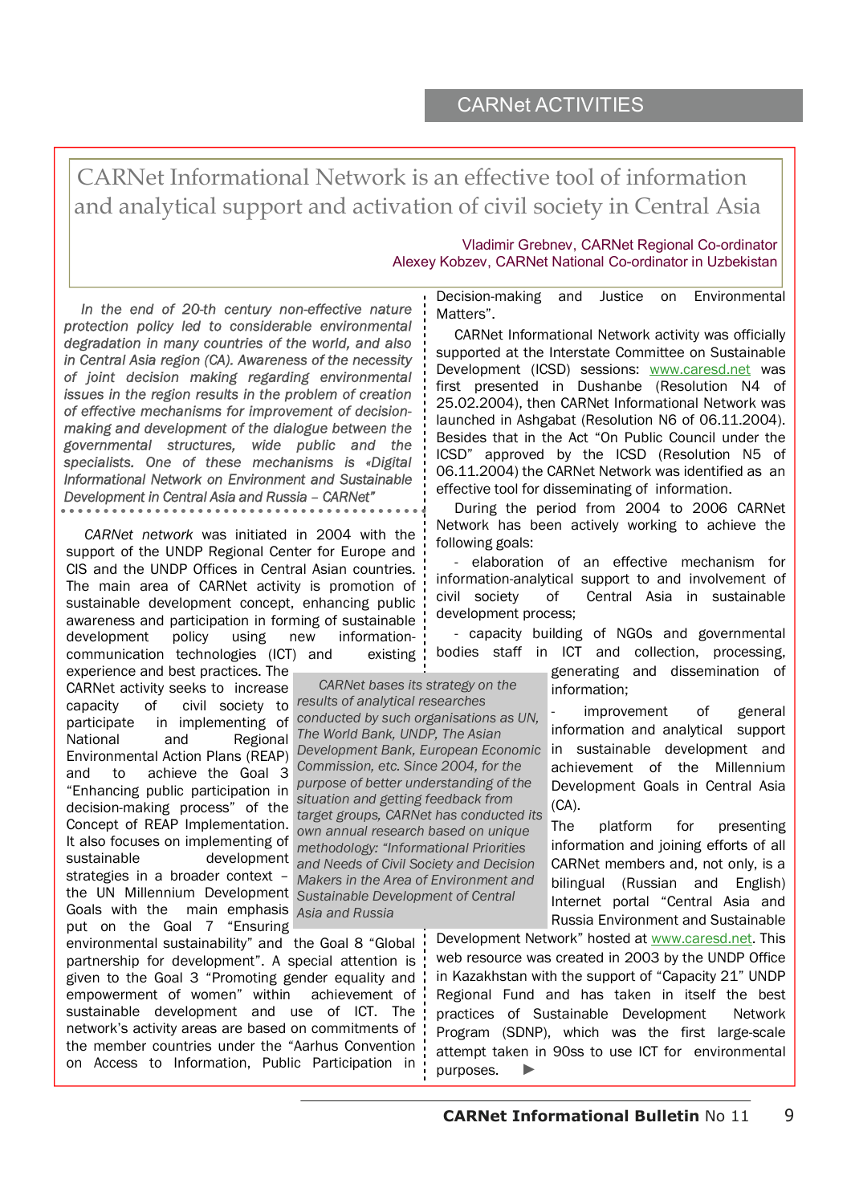CARNet ACTIVITIES

# CARNet Informational Network is an effective tool of information and analytical support and activation of civil society in Central Asia

Vladimir Grebnev, CARNet Regional Co-ordinator
Alexey Kobzev, CARNet National Co-ordinator in Uzbekistan

*In the end of 20-th century non-effective nature protection policy led to considerable environmental degradation in many countries of the world, and also in Central Asia region (CA). Awareness of the necessity of joint decision making regarding environmental issues in the region results in the problem of creation of effective mechanisms for improvement of decision-making and development of the dialogue between the governmental structures, wide public and the specialists. One of these mechanisms is «Digital Informational Network on Environment and Sustainable Development in Central Asia and Russia – CARNet"*

*CARNet network* was initiated in 2004 with the support of the UNDP Regional Center for Europe and CIS and the UNDP Offices in Central Asian countries. The main area of CARNet activity is promotion of sustainable development concept, enhancing public awareness and participation in forming of sustainable development policy using new information-communication technologies (ICT) and existing experience and best practices. The CARNet activity seeks to increase capacity of civil society to participate in implementing of National and Regional Environmental Action Plans (REAP) and to achieve the Goal 3 "Enhancing public participation in decision-making process" of the Concept of REAP Implementation. It also focuses on implementing of sustainable development strategies in a broader context – the UN Millennium Development Goals with the main emphasis put on the Goal 7 "Ensuring environmental sustainability" and the Goal 8 "Global partnership for development". A special attention is given to the Goal 3 "Promoting gender equality and empowerment of women" within achievement of sustainable development and use of ICT. The network's activity areas are based on commitments of the member countries under the "Aarhus Convention on Access to Information, Public Participation in Decision-making and Justice on Environmental Matters".

*CARNet bases its strategy on the results of analytical researches conducted by such organisations as UN, The World Bank, UNDP, The Asian Development Bank, European Economic Commission, etc. Since 2004, for the purpose of better understanding of the situation and getting feedback from target groups, CARNet has conducted its own annual research based on unique methodology: "Informational Priorities and Needs of Civil Society and Decision Makers in the Area of Environment and Sustainable Development of Central Asia and Russia*

CARNet Informational Network activity was officially supported at the Interstate Committee on Sustainable Development (ICSD) sessions: www.caresd.net was first presented in Dushanbe (Resolution N4 of 25.02.2004), then CARNet Informational Network was launched in Ashgabat (Resolution N6 of 06.11.2004). Besides that in the Act "On Public Council under the ICSD" approved by the ICSD (Resolution N5 of 06.11.2004) the CARNet Network was identified as an effective tool for disseminating of information.

During the period from 2004 to 2006 CARNet Network has been actively working to achieve the following goals:

- elaboration of an effective mechanism for information-analytical support to and involvement of civil society of Central Asia in sustainable development process;
- capacity building of NGOs and governmental bodies staff in ICT and collection, processing, generating and dissemination of information;
- improvement of general information and analytical support in sustainable development and achievement of the Millennium Development Goals in Central Asia (CA).

The platform for presenting information and joining efforts of all CARNet members and, not only, is a bilingual (Russian and English) Internet portal "Central Asia and Russia Environment and Sustainable Development Network" hosted at www.caresd.net. This web resource was created in 2003 by the UNDP Office in Kazakhstan with the support of "Capacity 21" UNDP Regional Fund and has taken in itself the best practices of Sustainable Development Network Program (SDNP), which was the first large-scale attempt taken in 90ss to use ICT for environmental purposes. ▶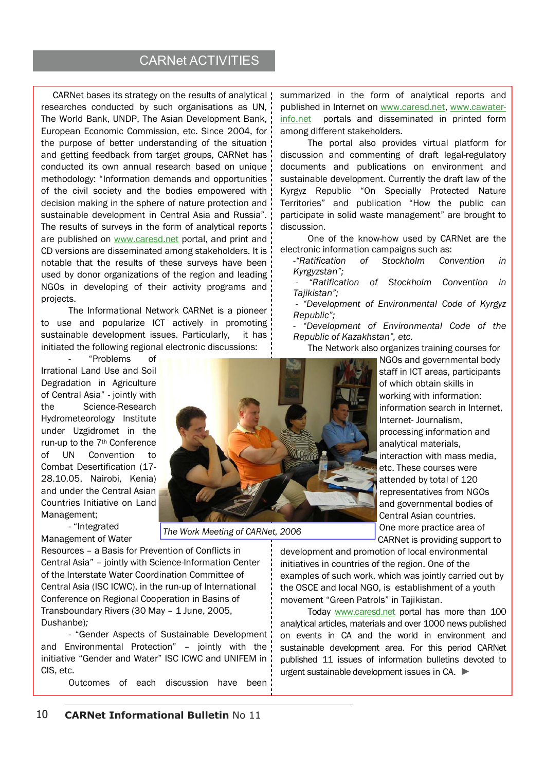# CARNet ACTIVITIES

CARNet bases its strategy on the results of analytical researches conducted by such organisations as UN, The World Bank, UNDP, The Asian Development Bank, European Economic Commission, etc. Since 2004, for the purpose of better understanding of the situation and getting feedback from target groups, CARNet has conducted its own annual research based on unique methodology: "Information demands and opportunities of the civil society and the bodies empowered with decision making in the sphere of nature protection and sustainable development in Central Asia and Russia". The results of surveys in the form of analytical reports are published on www.caresd.net portal, and print and CD versions are disseminated among stakeholders. It is notable that the results of these surveys have been used by donor organizations of the region and leading NGOs in developing of their activity programs and projects.

The Informational Network CARNet is a pioneer to use and popularize ICT actively in promoting sustainable development issues. Particularly, it has initiated the following regional electronic discussions:

- "Problems of Irrational Land Use and Soil Degradation in Agriculture of Central Asia" - jointly with the Science-Research Hydrometeorology Institute under Uzgidromet in the run-up to the 7th Conference of UN Convention to Combat Desertification (17-28.10.05, Nairobi, Kenia) and under the Central Asian Countries Initiative on Land Management;
- "Integrated Management of Water Resources – a Basis for Prevention of Conflicts in Central Asia" – jointly with Science-Information Center of the Interstate Water Coordination Committee of Central Asia (ISC ICWC), in the run-up of International Conference on Regional Cooperation in Basins of Transboundary Rivers (30 May – 1 June, 2005, Dushanbe)*;*
- "Gender Aspects of Sustainable Development and Environmental Protection" – jointly with the initiative "Gender and Water" ISC ICWC and UNIFEM in CIS, etc.

*The Work Meeting of CARNet, 2006*

Outcomes of each discussion have been summarized in the form of analytical reports and published in Internet on www.caresd.net, www.cawater-info.net portals and disseminated in printed form among different stakeholders.

The portal also provides virtual platform for discussion and commenting of draft legal-regulatory documents and publications on environment and sustainable development. Currently the draft law of the Kyrgyz Republic "On Specially Protected Nature Territories" and publication "How the public can participate in solid waste management" are brought to discussion.

One of the know-how used by CARNet are the electronic information campaigns such as:

- *"Ratification of Stockholm Convention in Kyrgyzstan";*
- *"Ratification of Stockholm Convention in Tajikistan";*
- *"Development of Environmental Code of Kyrgyz Republic";*
- *"Development of Environmental Code of the Republic of Kazakhstan", etc.*

The Network also organizes training courses for NGOs and governmental body staff in ICT areas, participants of which obtain skills in working with information: information search in Internet, Internet- Journalism, processing information and analytical materials, interaction with mass media, etc. These courses were attended by total of 120 representatives from NGOs and governmental bodies of Central Asian countries.

One more practice area of CARNet is providing support to development and promotion of local environmental initiatives in countries of the region. One of the examples of such work, which was jointly carried out by the OSCE and local NGO, is establishment of a youth movement "Green Patrols" in Tajikistan.

Today www.caresd.net portal has more than 100 analytical articles, materials and over 1000 news published on events in CA and the world in environment and sustainable development area. For this period CARNet published 11 issues of information bulletins devoted to urgent sustainable development issues in CA. ►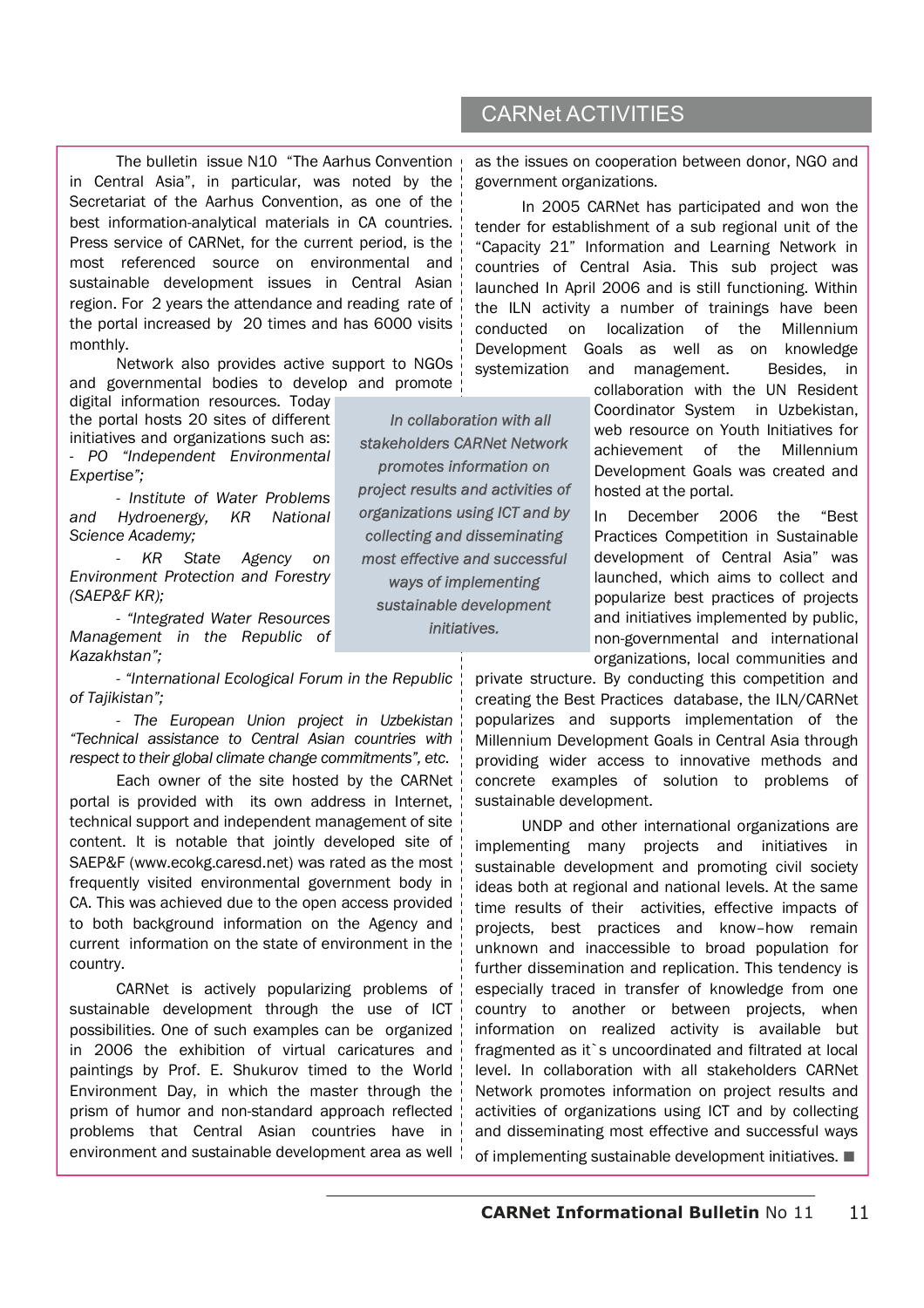## CARNet ACTIVITIES

The bulletin issue N10 "The Aarhus Convention in Central Asia", in particular, was noted by the Secretariat of the Aarhus Convention, as one of the best information-analytical materials in CA countries. Press service of CARNet, for the current period, is the most referenced source on environmental and sustainable development issues in Central Asian region. For 2 years the attendance and reading rate of the portal increased by 20 times and has 6000 visits monthly.

Network also provides active support to NGOs and governmental bodies to develop and promote digital information resources. Today the portal hosts 20 sites of different initiatives and organizations such as:

- *PO "Independent Environmental Expertise";*
- *Institute of Water Problems and Hydroenergy, KR National Science Academy;*
- *KR State Agency on Environment Protection and Forestry (SAEP&F KR);*
- *"Integrated Water Resources Management in the Republic of Kazakhstan";*
- *"International Ecological Forum in the Republic of Tajikistan";*
- *The European Union project in Uzbekistan "Technical assistance to Central Asian countries with respect to their global climate change commitments", etc.*

Each owner of the site hosted by the CARNet portal is provided with its own address in Internet, technical support and independent management of site content. It is notable that jointly developed site of SAEP&F (www.ecokg.caresd.net) was rated as the most frequently visited environmental government body in CA. This was achieved due to the open access provided to both background information on the Agency and current information on the state of environment in the country.

CARNet is actively popularizing problems of sustainable development through the use of ICT possibilities. One of such examples can be organized in 2006 the exhibition of virtual caricatures and paintings by Prof. E. Shukurov timed to the World Environment Day, in which the master through the prism of humor and non-standard approach reflected problems that Central Asian countries have in environment and sustainable development area as well as the issues on cooperation between donor, NGO and government organizations.

*In collaboration with all stakeholders CARNet Network promotes information on project results and activities of organizations using ICT and by collecting and disseminating most effective and successful ways of implementing sustainable development initiatives.*

In 2005 CARNet has participated and won the tender for establishment of a sub regional unit of the "Capacity 21" Information and Learning Network in countries of Central Asia. This sub project was launched In April 2006 and is still functioning. Within the ILN activity a number of trainings have been conducted on localization of the Millennium Development Goals as well as on knowledge systemization and management. Besides, in collaboration with the UN Resident Coordinator System in Uzbekistan, web resource on Youth Initiatives for achievement of the Millennium Development Goals was created and hosted at the portal.

In December 2006 the "Best Practices Competition in Sustainable development of Central Asia" was launched, which aims to collect and popularize best practices of projects and initiatives implemented by public, non-governmental and international organizations, local communities and private structure. By conducting this competition and creating the Best Practices database, the ILN/CARNet popularizes and supports implementation of the Millennium Development Goals in Central Asia through providing wider access to innovative methods and concrete examples of solution to problems of sustainable development.

UNDP and other international organizations are implementing many projects and initiatives in sustainable development and promoting civil society ideas both at regional and national levels. At the same time results of their activities, effective impacts of projects, best practices and know–how remain unknown and inaccessible to broad population for further dissemination and replication. This tendency is especially traced in transfer of knowledge from one country to another or between projects, when information on realized activity is available but fragmented as it`s uncoordinated and filtrated at local level. In collaboration with all stakeholders CARNet Network promotes information on project results and activities of organizations using ICT and by collecting and disseminating most effective and successful ways of implementing sustainable development initiatives. ■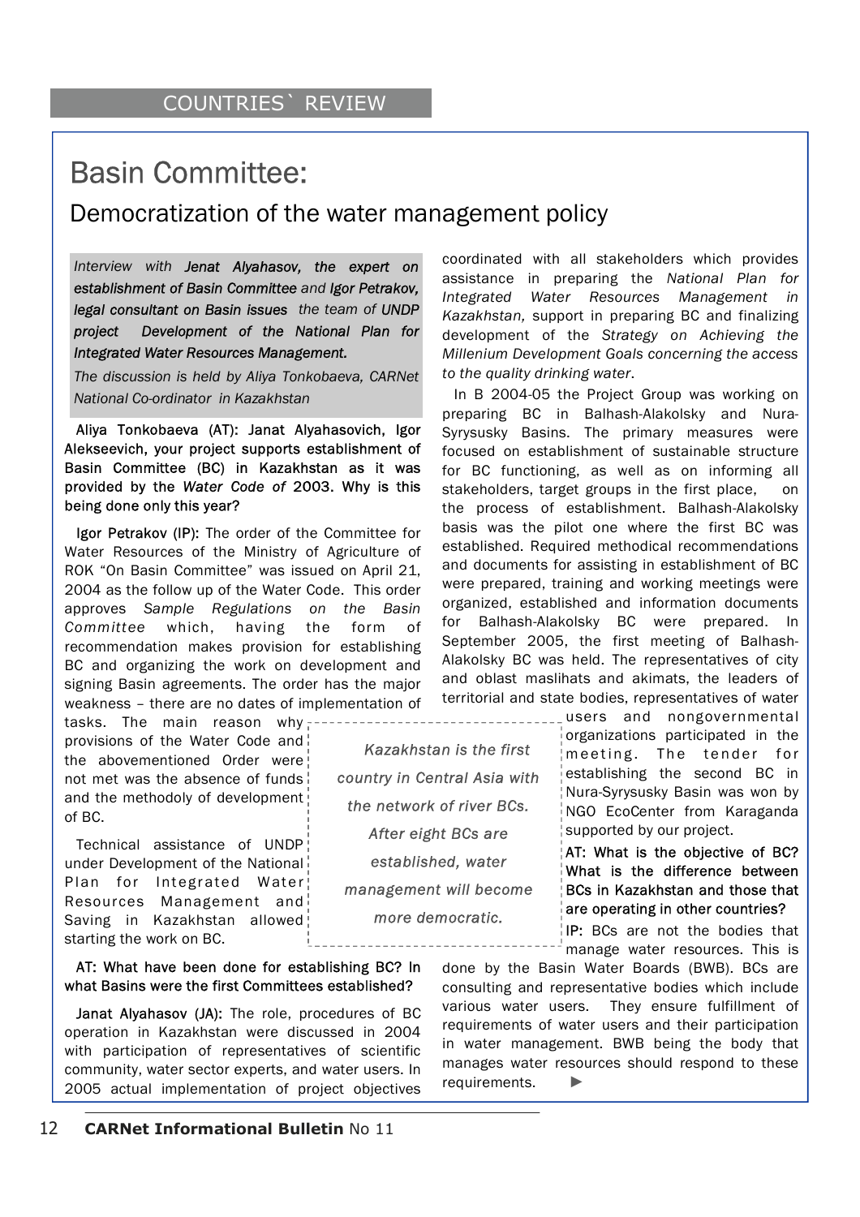COUNTRIES` REVIEW

# Basin Committee:

## Democratization of the water management policy

*Interview with **Jenat Alyahasov, the expert on establishment of Basin Committee** and **Igor Petrakov, legal consultant on Basin issues** the team of **UNDP project Development of the National Plan for Integrated Water Resources Management.***

*The discussion is held by Aliya Tonkobaeva, CARNet National Co-ordinator in Kazakhstan*

**Aliya Tonkobaeva (AT): Janat Alyahasovich, Igor Alekseevich, your project supports establishment of Basin Committee (BC) in Kazakhstan as it was provided by the *Water Code of* 2003. Why is this being done only this year?**

**Igor Petrakov (IP):** The order of the Committee for Water Resources of the Ministry of Agriculture of ROK "On Basin Committee" was issued on April 21, 2004 as the follow up of the Water Code. This order approves *Sample Regulations on the Basin Committee* which, having the form of recommendation makes provision for establishing BC and organizing the work on development and signing Basin agreements. The order has the major weakness – there are no dates of implementation of tasks. The main reason why provisions of the Water Code and the abovementioned Order were not met was the absence of funds and the methodoly of development of BC.

Technical assistance of UNDP under Development of the National Plan for Integrated Water Resources Management and Saving in Kazakhstan allowed starting the work on BC.

> *Kazakhstan is the first country in Central Asia with the network of river BCs. After eight BCs are established, water management will become more democratic.*

**AT: What have been done for establishing BC? In what Basins were the first Committees established?**

**Janat Alyahasov (JA):** The role, procedures of BC operation in Kazakhstan were discussed in 2004 with participation of representatives of scientific community, water sector experts, and water users. In 2005 actual implementation of project objectives coordinated with all stakeholders which provides assistance in preparing the *National Plan for Integrated Water Resources Management in Kazakhstan,* support in preparing BC and finalizing development of the *Strategy on Achieving the Millenium Development Goals concerning the access to the quality drinking water*.

In B 2004-05 the Project Group was working on preparing BC in Balhash-Alakolsky and Nura-Syrysusky Basins. The primary measures were focused on establishment of sustainable structure for BC functioning, as well as on informing all stakeholders, target groups in the first place, on the process of establishment. Balhash-Alakolsky basis was the pilot one where the first BC was established. Required methodical recommendations and documents for assisting in establishment of BC were prepared, training and working meetings were organized, established and information documents for Balhash-Alakolsky BC were prepared. In September 2005, the first meeting of Balhash-Alakolsky BC was held. The representatives of city and oblast maslihats and akimats, the leaders of territorial and state bodies, representatives of water users and nongovernmental organizations participated in the meeting. The tender for establishing the second BC in Nura-Syrysusky Basin was won by NGO EcoCenter from Karaganda supported by our project.

**AT: What is the objective of BC? What is the difference between BCs in Kazakhstan and those that are operating in other countries?**

**IP:** BCs are not the bodies that manage water resources. This is done by the Basin Water Boards (BWB). BCs are consulting and representative bodies which include various water users. They ensure fulfillment of requirements of water users and their participation in water management. BWB being the body that manages water resources should respond to these requirements. ►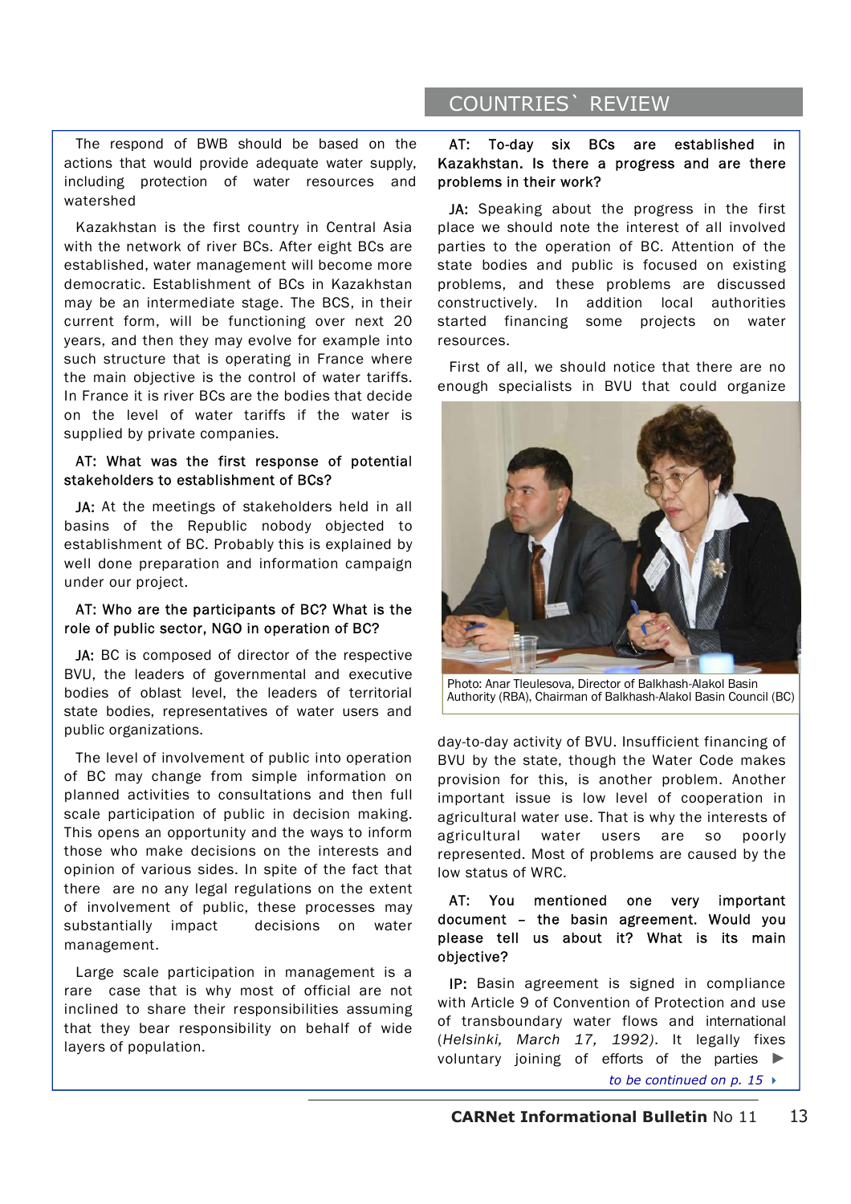## COUNTRIES` REVIEW

The respond of BWB should be based on the actions that would provide adequate water supply, including protection of water resources and watershed

Kazakhstan is the first country in Central Asia with the network of river BCs. After eight BCs are established, water management will become more democratic. Establishment of BCs in Kazakhstan may be an intermediate stage. The BCS, in their current form, will be functioning over next 20 years, and then they may evolve for example into such structure that is operating in France where the main objective is the control of water tariffs. In France it is river BCs are the bodies that decide on the level of water tariffs if the water is supplied by private companies.

**AT: What was the first response of potential stakeholders to establishment of BCs?**

**JA:** At the meetings of stakeholders held in all basins of the Republic nobody objected to establishment of BC. Probably this is explained by well done preparation and information campaign under our project.

**AT: Who are the participants of BC? What is the role of public sector, NGO in operation of BC?**

**JA:** BC is composed of director of the respective BVU, the leaders of governmental and executive bodies of oblast level, the leaders of territorial state bodies, representatives of water users and public organizations.

The level of involvement of public into operation of BC may change from simple information on planned activities to consultations and then full scale participation of public in decision making. This opens an opportunity and the ways to inform those who make decisions on the interests and opinion of various sides. In spite of the fact that there are no any legal regulations on the extent of involvement of public, these processes may substantially impact decisions on water management.

Large scale participation in management is a rare case that is why most of official are not inclined to share their responsibilities assuming that they bear responsibility on behalf of wide layers of population.

**AT: To-day six BCs are established in Kazakhstan. Is there a progress and are there problems in their work?**

**JA:** Speaking about the progress in the first place we should note the interest of all involved parties to the operation of BC. Attention of the state bodies and public is focused on existing problems, and these problems are discussed constructively. In addition local authorities started financing some projects on water resources.

First of all, we should notice that there are no enough specialists in BVU that could organize day-to-day activity of BVU. Insufficient financing of BVU by the state, though the Water Code makes provision for this, is another problem. Another important issue is low level of cooperation in agricultural water use. That is why the interests of agricultural water users are so poorly represented. Most of problems are caused by the low status of WRC.

Photo: Anar Tleulesova, Director of Balkhash-Alakol Basin Authority (RBA), Chairman of Balkhash-Alakol Basin Council (BC)

**AT: You mentioned one very important document – the basin agreement. Would you please tell us about it? What is its main objective?**

**IP:** Basin agreement is signed in compliance with Article 9 of Convention of Protection and use of transboundary water flows and international (*Helsinki, March 17, 1992*). It legally fixes voluntary joining of efforts of the parties ►

*to be continued on p. 15*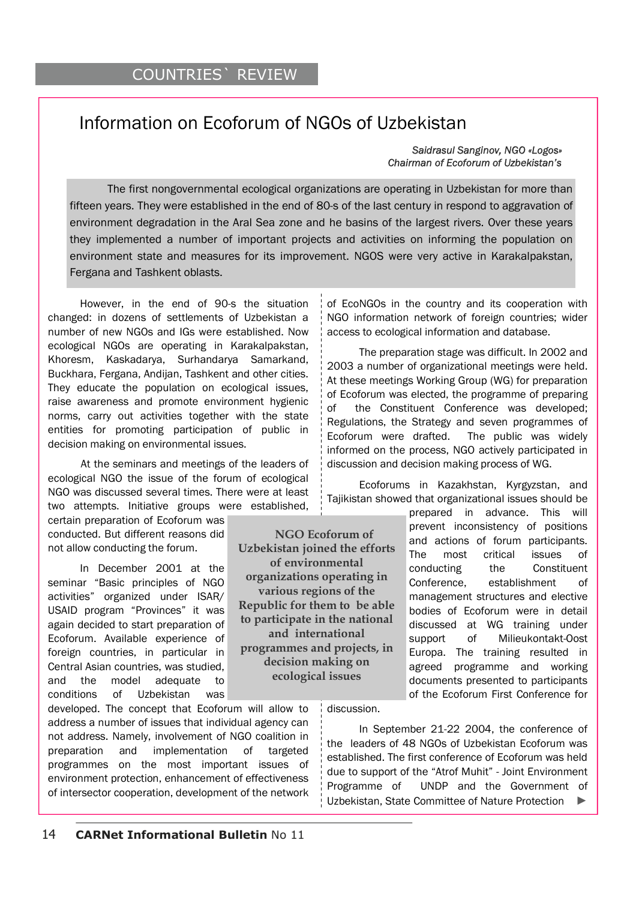# Information on Ecoforum of NGOs of Uzbekistan

*Saidrasul Sanginov, NGO «Logos»*
*Chairman of Ecoforum of Uzbekistan's*

The first nongovernmental ecological organizations are operating in Uzbekistan for more than fifteen years. They were established in the end of 80-s of the last century in respond to aggravation of environment degradation in the Aral Sea zone and he basins of the largest rivers. Over these years they implemented a number of important projects and activities on informing the population on environment state and measures for its improvement. NGOS were very active in Karakalpakstan, Fergana and Tashkent oblasts.

However, in the end of 90-s the situation changed: in dozens of settlements of Uzbekistan a number of new NGOs and IGs were established. Now ecological NGOs are operating in Karakalpakstan, Khoresm, Kaskadarya, Surhandarya Samarkand, Buckhara, Fergana, Andijan, Tashkent and other cities. They educate the population on ecological issues, raise awareness and promote environment hygienic norms, carry out activities together with the state entities for promoting participation of public in decision making on environmental issues.

At the seminars and meetings of the leaders of ecological NGO the issue of the forum of ecological NGO was discussed several times. There were at least two attempts. Initiative groups were established, certain preparation of Ecoforum was conducted. But different reasons did not allow conducting the forum.

In December 2001 at the seminar "Basic principles of NGO activities" organized under ISAR/ USAID program "Provinces" it was again decided to start preparation of Ecoforum. Available experience of foreign countries, in particular in Central Asian countries, was studied, and the model adequate to conditions of Uzbekistan was developed. The concept that Ecoforum will allow to address a number of issues that individual agency can not address. Namely, involvement of NGO coalition in preparation and implementation of targeted programmes on the most important issues of environment protection, enhancement of effectiveness of intersector cooperation, development of the network of EcoNGOs in the country and its cooperation with NGO information network of foreign countries; wider access to ecological information and database.

**NGO Ecoforum of Uzbekistan joined the efforts of environmental organizations operating in various regions of the Republic for them to be able to participate in the national and international programmes and projects, in decision making on ecological issues**

The preparation stage was difficult. In 2002 and 2003 a number of organizational meetings were held. At these meetings Working Group (WG) for preparation of Ecoforum was elected, the programme of preparing of the Constituent Conference was developed; Regulations, the Strategy and seven programmes of Ecoforum were drafted. The public was widely informed on the process, NGO actively participated in discussion and decision making process of WG.

Ecoforums in Kazakhstan, Kyrgyzstan, and Tajikistan showed that organizational issues should be prepared in advance. This will prevent inconsistency of positions and actions of forum participants. The most critical issues of conducting the Constituent Conference, establishment of management structures and elective bodies of Ecoforum were in detail discussed at WG training under support of Milieukontakt-Oost Europa. The training resulted in agreed programme and working documents presented to participants of the Ecoforum First Conference for discussion.

In September 21-22 2004, the conference of the leaders of 48 NGOs of Uzbekistan Ecoforum was established. The first conference of Ecoforum was held due to support of the "Atrof Muhit" - Joint Environment Programme of UNDP and the Government of Uzbekistan, State Committee of Nature Protection ►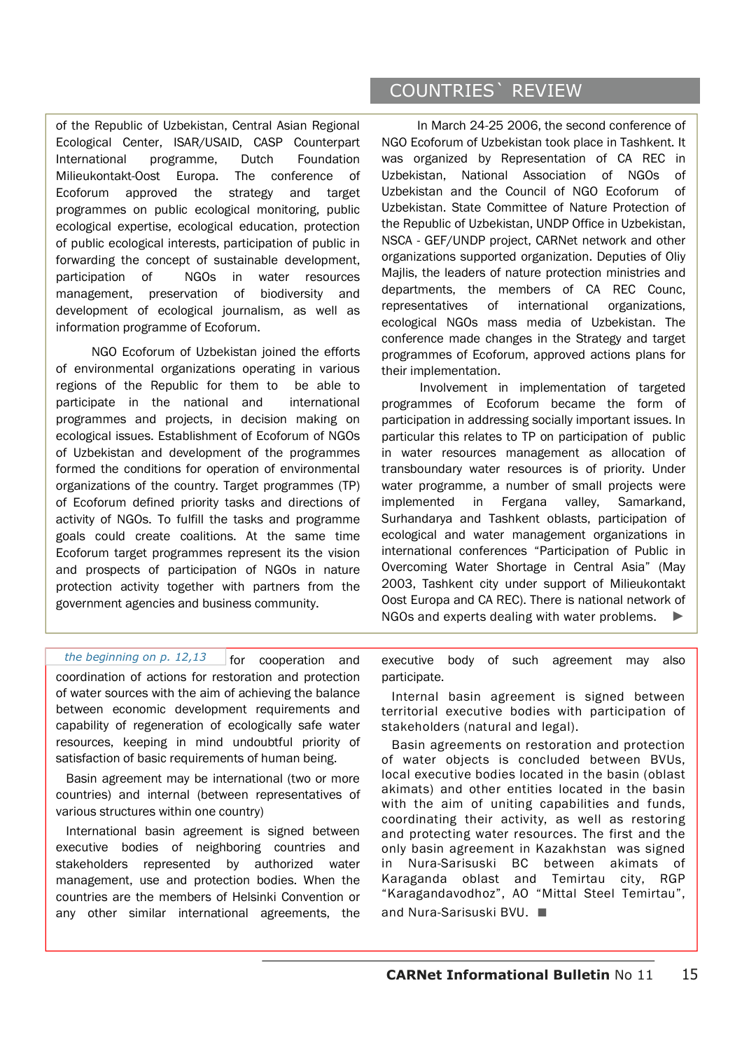## COUNTRIES` REVIEW

of the Republic of Uzbekistan, Central Asian Regional Ecological Center, ISAR/USAID, CASP Counterpart International programme, Dutch Foundation Milieukontakt-Oost Europa. The conference of Ecoforum approved the strategy and target programmes on public ecological monitoring, public ecological expertise, ecological education, protection of public ecological interests, participation of public in forwarding the concept of sustainable development, participation of NGOs in water resources management, preservation of biodiversity and development of ecological journalism, as well as information programme of Ecoforum.

NGO Ecoforum of Uzbekistan joined the efforts of environmental organizations operating in various regions of the Republic for them to be able to participate in the national and international programmes and projects, in decision making on ecological issues. Establishment of Ecoforum of NGOs of Uzbekistan and development of the programmes formed the conditions for operation of environmental organizations of the country. Target programmes (TP) of Ecoforum defined priority tasks and directions of activity of NGOs. To fulfill the tasks and programme goals could create coalitions. At the same time Ecoforum target programmes represent its the vision and prospects of participation of NGOs in nature protection activity together with partners from the government agencies and business community.

In March 24-25 2006, the second conference of NGO Ecoforum of Uzbekistan took place in Tashkent. It was organized by Representation of CA REC in Uzbekistan, National Association of NGOs of Uzbekistan and the Council of NGO Ecoforum of Uzbekistan. State Committee of Nature Protection of the Republic of Uzbekistan, UNDP Office in Uzbekistan, NSCA - GEF/UNDP project, CARNet network and other organizations supported organization. Deputies of Oliy Majlis, the leaders of nature protection ministries and departments, the members of CA REC Counc, representatives of international organizations, ecological NGOs mass media of Uzbekistan. The conference made changes in the Strategy and target programmes of Ecoforum, approved actions plans for their implementation.

Involvement in implementation of targeted programmes of Ecoforum became the form of participation in addressing socially important issues. In particular this relates to TP on participation of public in water resources management as allocation of transboundary water resources is of priority. Under water programme, a number of small projects were implemented in Fergana valley, Samarkand, Surhandarya and Tashkent oblasts, participation of ecological and water management organizations in international conferences "Participation of Public in Overcoming Water Shortage in Central Asia" (May 2003, Tashkent city under support of Milieukontakt Oost Europa and CA REC). There is national network of NGOs and experts dealing with water problems. ▶

*the beginning on p. 12,13* for cooperation and coordination of actions for restoration and protection of water sources with the aim of achieving the balance between economic development requirements and capability of regeneration of ecologically safe water resources, keeping in mind undoubtful priority of satisfaction of basic requirements of human being.

Basin agreement may be international (two or more countries) and internal (between representatives of various structures within one country)

International basin agreement is signed between executive bodies of neighboring countries and stakeholders represented by authorized water management, use and protection bodies. When the countries are the members of Helsinki Convention or any other similar international agreements, the executive body of such agreement may also participate.

Internal basin agreement is signed between territorial executive bodies with participation of stakeholders (natural and legal).

Basin agreements on restoration and protection of water objects is concluded between BVUs, local executive bodies located in the basin (oblast akimats) and other entities located in the basin with the aim of uniting capabilities and funds, coordinating their activity, as well as restoring and protecting water resources. The first and the only basin agreement in Kazakhstan was signed in Nura-Sarisuski BC between akimats of Karaganda oblast and Temirtau city, RGP "Karagandavodhoz", AO "Mittal Steel Temirtau", and Nura-Sarisuski BVU. ■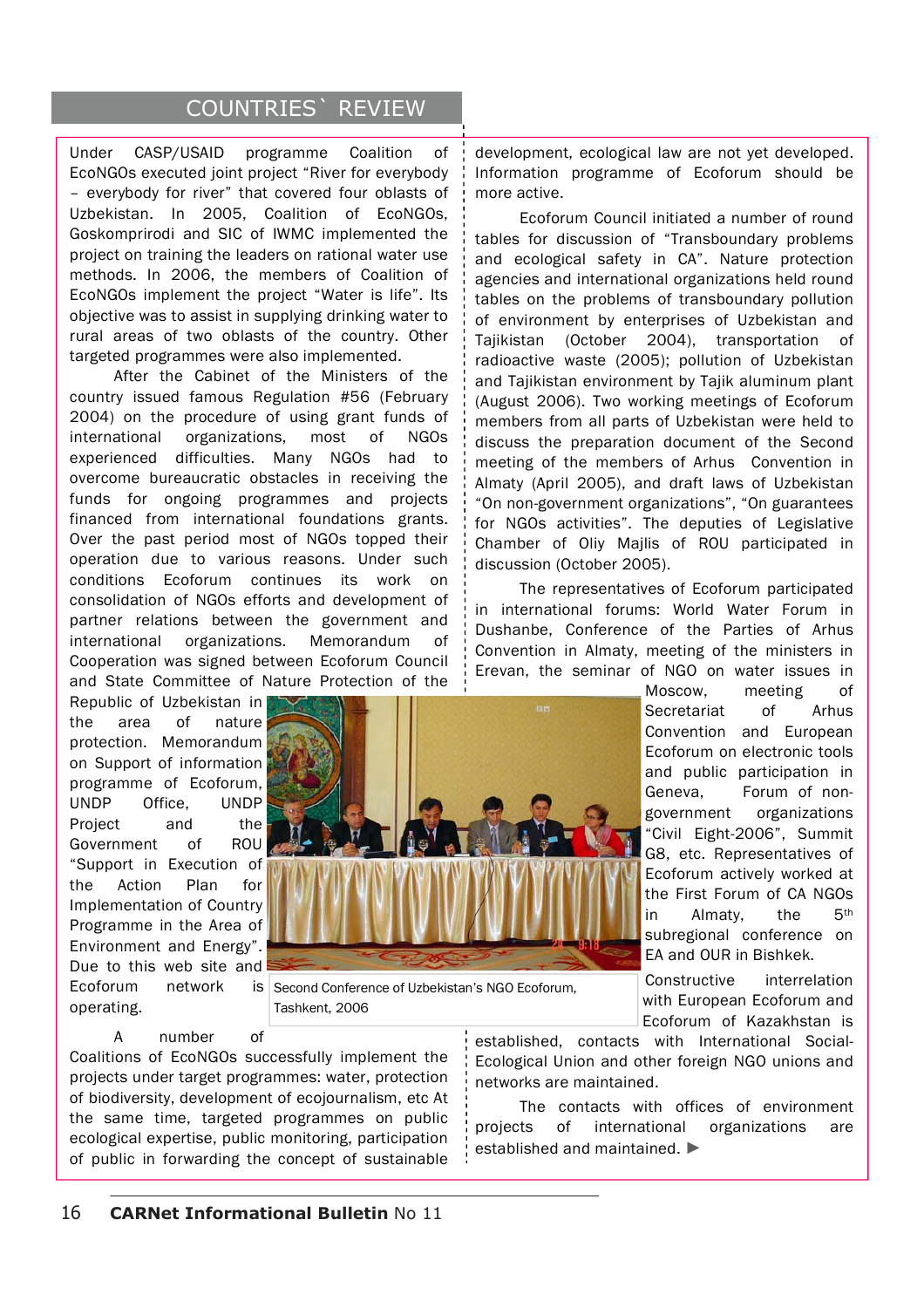## COUNTRIES` REVIEW

Under CASP/USAID programme Coalition of EcoNGOs executed joint project "River for everybody – everybody for river" that covered four oblasts of Uzbekistan. In 2005, Coalition of EcoNGOs, Goskomprirodi and SIC of IWMC implemented the project on training the leaders on rational water use methods. In 2006, the members of Coalition of EcoNGOs implement the project "Water is life". Its objective was to assist in supplying drinking water to rural areas of two oblasts of the country. Other targeted programmes were also implemented.

After the Cabinet of the Ministers of the country issued famous Regulation #56 (February 2004) on the procedure of using grant funds of international organizations, most of NGOs experienced difficulties. Many NGOs had to overcome bureaucratic obstacles in receiving the funds for ongoing programmes and projects financed from international foundations grants. Over the past period most of NGOs topped their operation due to various reasons. Under such conditions Ecoforum continues its work on consolidation of NGOs efforts and development of partner relations between the government and international organizations. Memorandum of Cooperation was signed between Ecoforum Council and State Committee of Nature Protection of the Republic of Uzbekistan in the area of nature protection. Memorandum on Support of information programme of Ecoforum, UNDP Office, UNDP Project and the Government of ROU "Support in Execution of the Action Plan for Implementation of Country Programme in the Area of Environment and Energy". Due to this web site and Ecoforum network is operating.

Second Conference of Uzbekistan's NGO Ecoforum, Tashkent, 2006

A number of Coalitions of EcoNGOs successfully implement the projects under target programmes: water, protection of biodiversity, development of ecojournalism, etc At the same time, targeted programmes on public ecological expertise, public monitoring, participation of public in forwarding the concept of sustainable development, ecological law are not yet developed. Information programme of Ecoforum should be more active.

Ecoforum Council initiated a number of round tables for discussion of "Transboundary problems and ecological safety in CA". Nature protection agencies and international organizations held round tables on the problems of transboundary pollution of environment by enterprises of Uzbekistan and Tajikistan (October 2004), transportation of radioactive waste (2005); pollution of Uzbekistan and Tajikistan environment by Tajik aluminum plant (August 2006). Two working meetings of Ecoforum members from all parts of Uzbekistan were held to discuss the preparation document of the Second meeting of the members of Arhus Convention in Almaty (April 2005), and draft laws of Uzbekistan "On non-government organizations", "On guarantees for NGOs activities". The deputies of Legislative Chamber of Oliy Majlis of ROU participated in discussion (October 2005).

The representatives of Ecoforum participated in international forums: World Water Forum in Dushanbe, Conference of the Parties of Arhus Convention in Almaty, meeting of the ministers in Erevan, the seminar of NGO on water issues in Moscow, meeting of Secretariat of Arhus Convention and European Ecoforum on electronic tools and public participation in Geneva, Forum of non-government organizations "Civil Eight-2006", Summit G8, etc. Representatives of Ecoforum actively worked at the First Forum of CA NGOs in Almaty, the 5th subregional conference on EA and OUR in Bishkek.

Constructive interrelation with European Ecoforum and Ecoforum of Kazakhstan is established, contacts with International Social-Ecological Union and other foreign NGO unions and networks are maintained.

The contacts with offices of environment projects of international organizations are established and maintained. ▶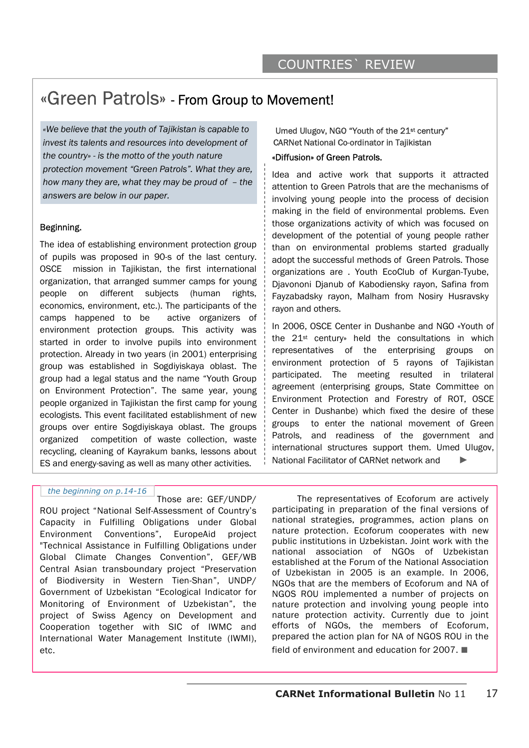# «Green Patrols» - From Group to Movement!

*«We believe that the youth of Tajikistan is capable to invest its talents and resources into development of the country» - is the motto of the youth nature protection movement "Green Patrols". What they are, how many they are, what they may be proud of – the answers are below in our paper.*

Umed Ulugov, NGO "Youth of the 21st century"
CARNet National Co-ordinator in Tajikistan

### Beginning.

The idea of establishing environment protection group of pupils was proposed in 90-s of the last century. OSCE mission in Tajikistan, the first international organization, that arranged summer camps for young people on different subjects (human rights, economics, environment, etc.). The participants of the camps happened to be active organizers of environment protection groups. This activity was started in order to involve pupils into environment protection. Already in two years (in 2001) enterprising group was established in Sogdiyiskaya oblast. The group had a legal status and the name "Youth Group on Environment Protection". The same year, young people organized in Tajikistan the first camp for young ecologists. This event facilitated establishment of new groups over entire Sogdiyiskaya oblast. The groups organized competition of waste collection, waste recycling, cleaning of Kayrakum banks, lessons about ES and energy-saving as well as many other activities.

### «Diffusion» of Green Patrols.

Idea and active work that supports it attracted attention to Green Patrols that are the mechanisms of involving young people into the process of decision making in the field of environmental problems. Even those organizations activity of which was focused on development of the potential of young people rather than on environmental problems started gradually adopt the successful methods of Green Patrols. Those organizations are . Youth EcoClub of Kurgan-Tyube, Djavononi Djanub of Kabodiensky rayon, Safina from Fayzabadsky rayon, Malham from Nosiry Husravsky rayon and others.

In 2006, OSCE Center in Dushanbe and NGO «Youth of the 21st century» held the consultations in which representatives of the enterprising groups on environment protection of 5 rayons of Tajikistan participated. The meeting resulted in trilateral agreement (enterprising groups, State Committee on Environment Protection and Forestry of ROT, OSCE Center in Dushanbe) which fixed the desire of these groups to enter the national movement of Green Patrols, and readiness of the government and international structures support them. Umed Ulugov, National Facilitator of CARNet network and ▶

---

*the beginning on p.14-16*

Those are: GEF/UNDP/ ROU project "National Self-Assessment of Country's Capacity in Fulfilling Obligations under Global Environment Conventions", EuropeAid project "Technical Assistance in Fulfilling Obligations under Global Climate Changes Convention", GEF/WB Central Asian transboundary project "Preservation of Biodiversity in Western Tien-Shan", UNDP/ Government of Uzbekistan "Ecological Indicator for Monitoring of Environment of Uzbekistan", the project of Swiss Agency on Development and Cooperation together with SIC of IWMC and International Water Management Institute (IWMI), etc.

The representatives of Ecoforum are actively participating in preparation of the final versions of national strategies, programmes, action plans on nature protection. Ecoforum cooperates with new public institutions in Uzbekistan. Joint work with the national association of NGOs of Uzbekistan established at the Forum of the National Association of Uzbekistan in 2005 is an example. In 2006, NGOs that are the members of Ecoforum and NA of NGOS ROU implemented a number of projects on nature protection and involving young people into nature protection activity. Currently due to joint efforts of NGOs, the members of Ecoforum, prepared the action plan for NA of NGOS ROU in the field of environment and education for 2007. ■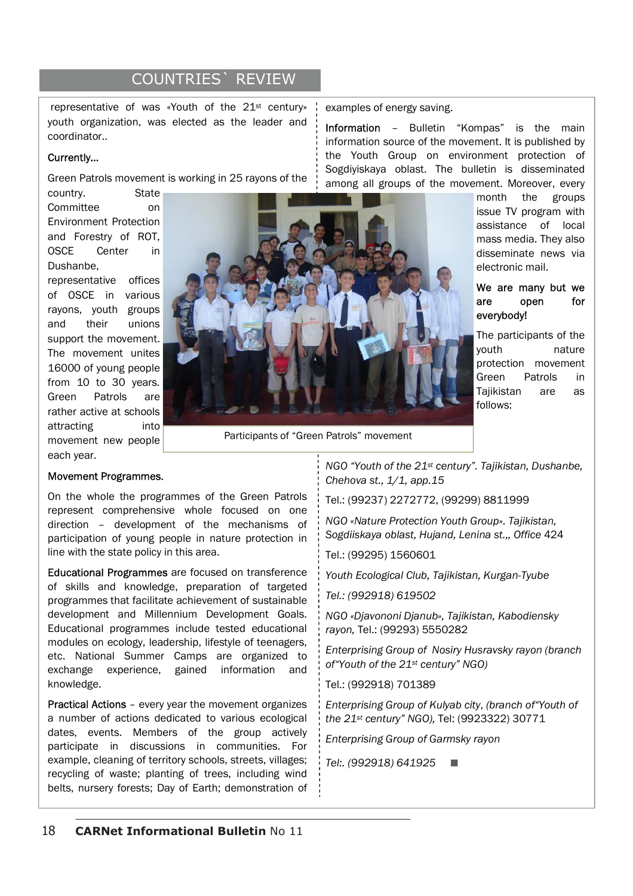## COUNTRIES` REVIEW

representative of was «Youth of the 21st century» youth organization, was elected as the leader and coordinator..

**Currently...**

Green Patrols movement is working in 25 rayons of the country. State Committee on Environment Protection and Forestry of ROT, OSCE Center in Dushanbe, representative offices of OSCE in various rayons, youth groups and their unions support the movement. The movement unites 16000 of young people from 10 to 30 years. Green Patrols are rather active at schools attracting into movement new people each year.

Participants of "Green Patrols" movement

**Movement Programmes.**

On the whole the programmes of the Green Patrols represent comprehensive whole focused on one direction – development of the mechanisms of participation of young people in nature protection in line with the state policy in this area.

**Educational Programmes** are focused on transference of skills and knowledge, preparation of targeted programmes that facilitate achievement of sustainable development and Millennium Development Goals. Educational programmes include tested educational modules on ecology, leadership, lifestyle of teenagers, etc. National Summer Camps are organized to exchange experience, gained information and knowledge.

**Practical Actions** – every year the movement organizes a number of actions dedicated to various ecological dates, events. Members of the group actively participate in discussions in communities. For example, cleaning of territory schools, streets, villages; recycling of waste; planting of trees, including wind belts, nursery forests; Day of Earth; demonstration of examples of energy saving.

**Information** – Bulletin "Kompas" is the main information source of the movement. It is published by the Youth Group on environment protection of Sogdiyiskaya oblast. The bulletin is disseminated among all groups of the movement. Moreover, every month the groups issue TV program with assistance of local mass media. They also disseminate news via electronic mail.

**We are many but we are open for everybody!**

The participants of the youth nature protection movement Green Patrols in Tajikistan are as follows:

*NGO "Youth of the 21st century". Tajikistan, Dushanbe, Chehova st., 1/1, app.15*

Tel.: (99237) 2272772, (99299) 8811999

*NGO «Nature Protection Youth Group». Tajikistan, Sogdiiskaya oblast, Hujand, Lenina st.,, Office* 424

Tel.: (99295) 1560601

*Youth Ecological Club, Tajikistan, Kurgan-Tyube*

*Tel.: (992918) 619502*

*NGO «Djavononi Djanub», Tajikistan, Kabodiensky rayon,* Tel.: (99293) 5550282

*Enterprising Group of Nosiry Husravsky rayon (branch of"Youth of the 21st century" NGO)*

Tel.: (992918) 701389

*Enterprising Group of Kulyab city, (branch of"Youth of the 21st century" NGO),* Tel: (9923322) 30771

*Enterprising Group of Garmsky rayon*

*Tel:. (992918) 641925* ■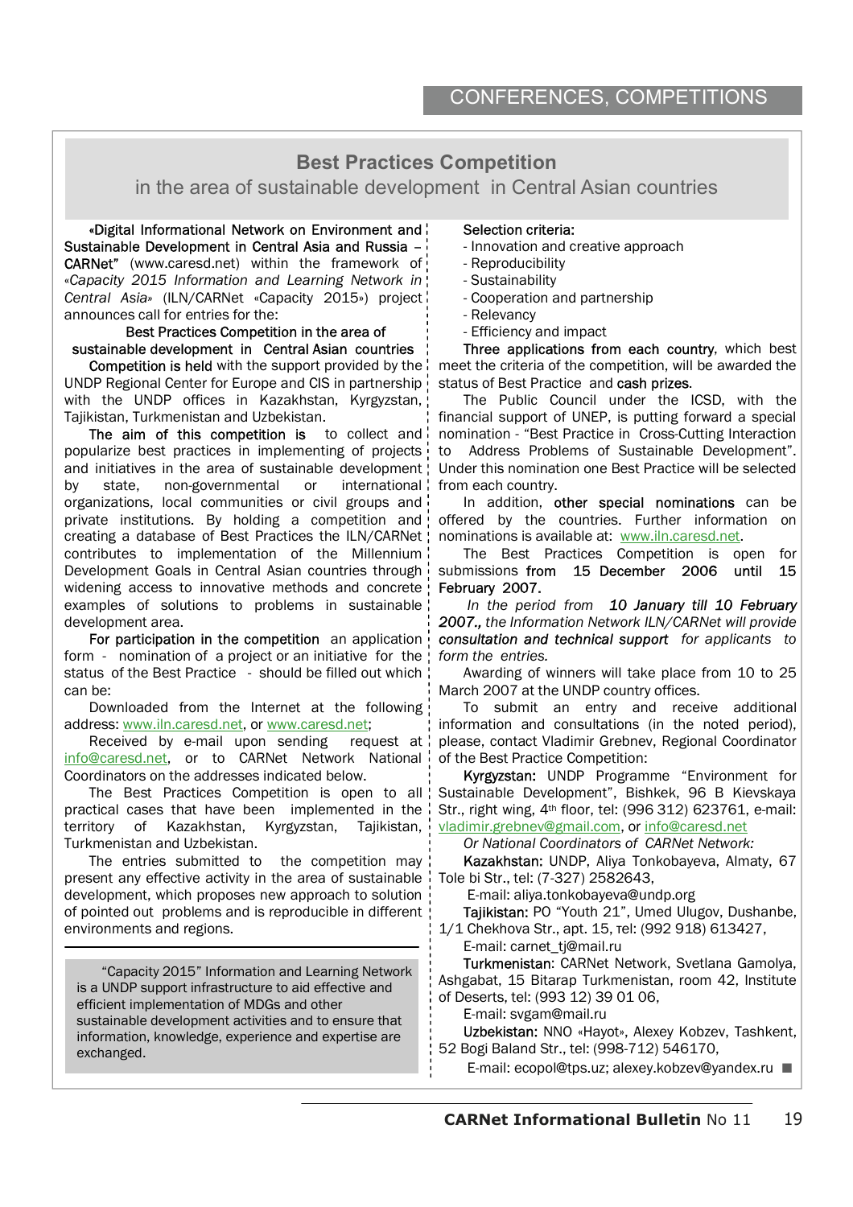## Best Practices Competition

### in the area of sustainable development in Central Asian countries

«Digital Informational Network on Environment and Sustainable Development in Central Asia and Russia – CARNet" (www.caresd.net) within the framework of «*Capacity 2015 Information and Learning Network in Central Asia*» (ILN/CARNet «Capacity 2015») project announces call for entries for the:

**Best Practices Competition in the area of sustainable development in Central Asian countries**

**Competition is held** with the support provided by the UNDP Regional Center for Europe and CIS in partnership with the UNDP offices in Kazakhstan, Kyrgyzstan, Tajikistan, Turkmenistan and Uzbekistan.

**The aim of this competition is** to collect and popularize best practices in implementing of projects and initiatives in the area of sustainable development by state, non-governmental or international organizations, local communities or civil groups and private institutions. By holding a competition and creating a database of Best Practices the ILN/CARNet contributes to implementation of the Millennium Development Goals in Central Asian countries through widening access to innovative methods and concrete examples of solutions to problems in sustainable development area.

**For participation in the competition** an application form - nomination of a project or an initiative for the status of the Best Practice - should be filled out which can be:

Downloaded from the Internet at the following address: www.iln.caresd.net, or www.caresd.net;

Received by e-mail upon sending request at info@caresd.net, or to CARNet Network National Coordinators on the addresses indicated below.

The Best Practices Competition is open to all practical cases that have been implemented in the territory of Kazakhstan, Kyrgyzstan, Tajikistan, Turkmenistan and Uzbekistan.

The entries submitted to the competition may present any effective activity in the area of sustainable development, which proposes new approach to solution of pointed out problems and is reproducible in different environments and regions.

> "Capacity 2015" Information and Learning Network is a UNDP support infrastructure to aid effective and efficient implementation of MDGs and other sustainable development activities and to ensure that information, knowledge, experience and expertise are exchanged.

**Selection criteria:**

- Innovation and creative approach
- Reproducibility
- Sustainability
- Cooperation and partnership
- Relevancy
- Efficiency and impact

**Three applications from each country**, which best meet the criteria of the competition, will be awarded the status of Best Practice and **cash prizes**.

The Public Council under the ICSD, with the financial support of UNEP, is putting forward a special nomination - "Best Practice in Cross-Cutting Interaction to Address Problems of Sustainable Development". Under this nomination one Best Practice will be selected from each country.

In addition, **other special nominations** can be offered by the countries. Further information on nominations is available at: www.iln.caresd.net.

The Best Practices Competition is open for submissions **from 15 December 2006 until 15 February 2007.**

*In the period from* ***10 January till 10 February 2007.,*** *the Information Network ILN/CARNet will provide* ***consultation and technical support*** *for applicants to form the entries.*

Awarding of winners will take place from 10 to 25 March 2007 at the UNDP country offices.

To submit an entry and receive additional information and consultations (in the noted period), please, contact Vladimir Grebnev, Regional Coordinator of the Best Practice Competition:

**Kyrgyzstan:** UNDP Programme "Environment for Sustainable Development", Bishkek, 96 B Kievskaya Str., right wing, 4th floor, tel: (996 312) 623761, e-mail: vladimir.grebnev@gmail.com, or info@caresd.net

*Or National Coordinators of CARNet Network:*

**Kazakhstan:** UNDP, Aliya Tonkobayeva, Almaty, 67 Tole bi Str., tel: (7-327) 2582643,
E-mail: aliya.tonkobayeva@undp.org

**Tajikistan:** PO "Youth 21", Umed Ulugov, Dushanbe, 1/1 Chekhova Str., apt. 15, тel: (992 918) 613427,
E-mail: carnet_tj@mail.ru

**Turkmenistan:** CARNet Network, Svetlana Gamolya, Ashgabat, 15 Bitarap Turkmenistan, room 42, Institute of Deserts, tel: (993 12) 39 01 06,
E-mail: svgam@mail.ru

**Uzbekistan:** NNO «Hayot», Alexey Kobzev, Tashkent, 52 Bogi Baland Str., tel: (998-712) 546170,
E-mail: ecopol@tps.uz; alexey.kobzev@yandex.ru ■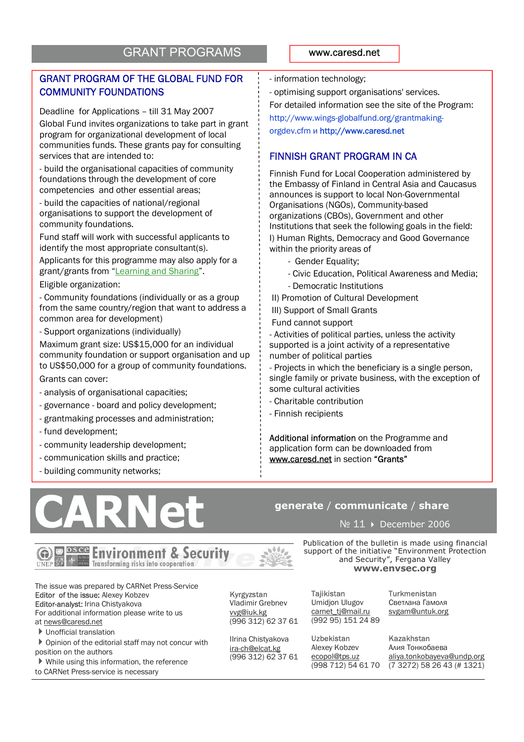# GRANT PROGRAMS

www.caresd.net

## GRANT PROGRAM OF THE GLOBAL FUND FOR COMMUNITY FOUNDATIONS

Deadline for Applications – till 31 May 2007

Global Fund invites organizations to take part in grant program for organizational development of local communities funds. These grants pay for consulting services that are intended to:

- build the organisational capacities of community foundations through the development of core competencies and other essential areas;
- build the capacities of national/regional organisations to support the development of community foundations.

Fund staff will work with successful applicants to identify the most appropriate consultant(s).

Applicants for this programme may also apply for a grant/grants from "Learning and Sharing".

Eligible organization:

- Community foundations (individually or as a group from the same country/region that want to address a common area for development)
- Support organizations (individually)

Maximum grant size: US$15,000 for an individual community foundation or support organisation and up to US$50,000 for a group of community foundations.

Grants can cover:

- analysis of organisational capacities;
- governance - board and policy development;
- grantmaking processes and administration;
- fund development;
- community leadership development;
- communication skills and practice;
- building community networks;
- information technology;
- optimising support organisations' services.

For detailed information see the site of the Program: http://www.wings-globalfund.org/grantmaking-orgdev.cfm и http://www.caresd.net

## FINNISH GRANT PROGRAM IN CA

Finnish Fund for Local Cooperation administered by the Embassy of Finland in Central Asia and Caucasus announces is support to local Non-Governmental Organisations (NGOs), Community-based organizations (CBOs), Government and other Institutions that seek the following goals in the field:

I) Human Rights, Democracy and Good Governance within the priority areas of

- Gender Equality;
- Civic Education, Political Awareness and Media;
- Democratic Institutions

II) Promotion of Cultural Development

III) Support of Small Grants

Fund cannot support

- Activities of political parties, unless the activity supported is a joint activity of a representative number of political parties
- Projects in which the beneficiary is a single person, single family or private business, with the exception of some cultural activities
- Charitable contribution
- Finnish recipients

Additional information on the Programme and application form can be downloaded from www.caresd.net in section **"Grants"**

# CARNet

**generate / communicate / share**

№ 11 ▸ December 2006

Environment & Security — Transforming risks into cooperation

Publication of the bulletin is made using financial support of the initiative "Environment Protection and Security", Fergana Valley
**www.envsec.org**

The issue was prepared by CARNet Press-Service
Editor of the issue: Alexey Kobzev
Editor-analyst: Irina Chistyakova
For additional information please write to us at news@caresd.net

- Unofficial translation
- Opinion of the editorial staff may not concur with position on the authors
- While using this information, the reference to CARNet Press-service is necessary

Kyrgyzstan
Vladimir Grebnev
vvg@iuk.kg
(996 312) 62 37 61

Ilrina Chistyakova
ira-ch@elcat.kg
(996 312) 62 37 61

Tajikistan
Umidjon Ulugov
carnet_tj@mail.ru
(992 95) 151 24 89

Uzbekistan
Alexey Kobzev
ecopol@tps.uz
(998 712) 54 61 70

Turkmenistan
Светлана Гамоля
svgam@untuk.org

Kazakhstan
Алия Тонкобаева
aliya.tonkobayeva@undp.org
(7 3272) 58 26 43 (# 1321)